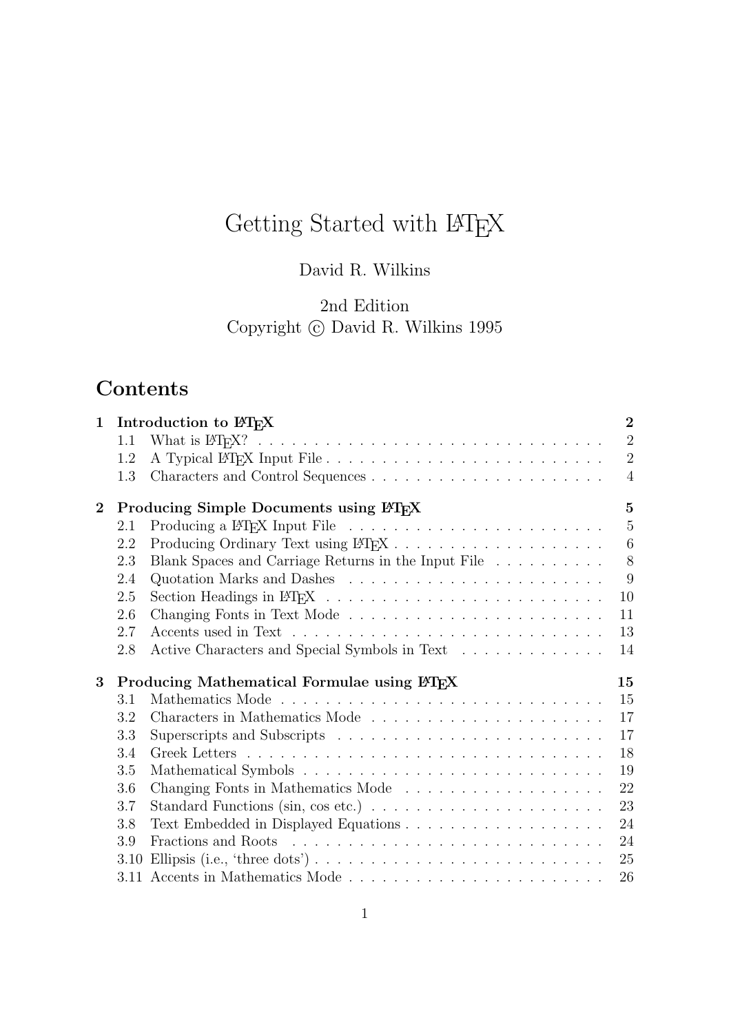# Getting Started with LaTeX

David R. Wilkins

2nd Edition
Copyright © David R. Wilkins 1995

## Contents

| | | |
|---|---|---|
| **1** | **Introduction to LaTeX** | **2** |
| 1.1 | What is LaTeX? | 2 |
| 1.2 | A Typical LaTeX Input File | 2 |
| 1.3 | Characters and Control Sequences | 4 |
| **2** | **Producing Simple Documents using LaTeX** | **5** |
| 2.1 | Producing a LaTeX Input File | 5 |
| 2.2 | Producing Ordinary Text using LaTeX | 6 |
| 2.3 | Blank Spaces and Carriage Returns in the Input File | 8 |
| 2.4 | Quotation Marks and Dashes | 9 |
| 2.5 | Section Headings in LaTeX | 10 |
| 2.6 | Changing Fonts in Text Mode | 11 |
| 2.7 | Accents used in Text | 13 |
| 2.8 | Active Characters and Special Symbols in Text | 14 |
| **3** | **Producing Mathematical Formulae using LaTeX** | **15** |
| 3.1 | Mathematics Mode | 15 |
| 3.2 | Characters in Mathematics Mode | 17 |
| 3.3 | Superscripts and Subscripts | 17 |
| 3.4 | Greek Letters | 18 |
| 3.5 | Mathematical Symbols | 19 |
| 3.6 | Changing Fonts in Mathematics Mode | 22 |
| 3.7 | Standard Functions (sin, cos etc.) | 23 |
| 3.8 | Text Embedded in Displayed Equations | 24 |
| 3.9 | Fractions and Roots | 24 |
| 3.10 | Ellipsis (i.e., 'three dots') | 25 |
| 3.11 | Accents in Mathematics Mode | 26 |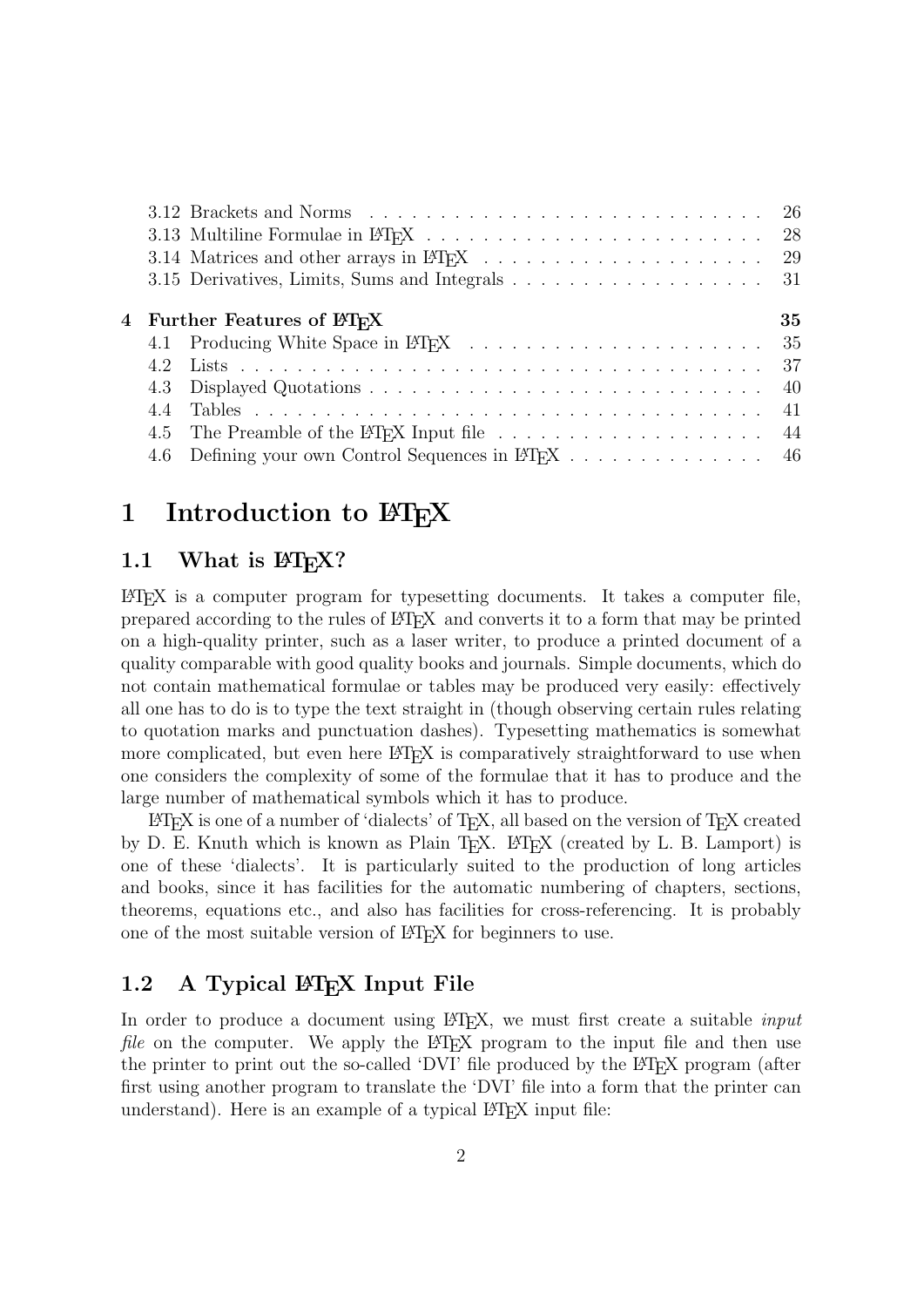3.12 Brackets and Norms . . . . . . . . . . . . . . . . . . . . . . . . . . . 26
3.13 Multiline Formulae in LaTeX . . . . . . . . . . . . . . . . . . . . . . . . 28
3.14 Matrices and other arrays in LaTeX . . . . . . . . . . . . . . . . . . . . 29
3.15 Derivatives, Limits, Sums and Integrals . . . . . . . . . . . . . . . . . . 31

**4 Further Features of LaTeX** **35**
4.1 Producing White Space in LaTeX . . . . . . . . . . . . . . . . . . . . . 35
4.2 Lists . . . . . . . . . . . . . . . . . . . . . . . . . . . . . . . . . . . . . 37
4.3 Displayed Quotations . . . . . . . . . . . . . . . . . . . . . . . . . . . . 40
4.4 Tables . . . . . . . . . . . . . . . . . . . . . . . . . . . . . . . . . . . . 41
4.5 The Preamble of the LaTeX Input file . . . . . . . . . . . . . . . . . . . 44
4.6 Defining your own Control Sequences in LaTeX . . . . . . . . . . . . . . 46

# 1 Introduction to LaTeX

## 1.1 What is LaTeX?

LaTeX is a computer program for typesetting documents. It takes a computer file, prepared according to the rules of LaTeX and converts it to a form that may be printed on a high-quality printer, such as a laser writer, to produce a printed document of a quality comparable with good quality books and journals. Simple documents, which do not contain mathematical formulae or tables may be produced very easily: effectively all one has to do is to type the text straight in (though observing certain rules relating to quotation marks and punctuation dashes). Typesetting mathematics is somewhat more complicated, but even here LaTeX is comparatively straightforward to use when one considers the complexity of some of the formulae that it has to produce and the large number of mathematical symbols which it has to produce.

LaTeX is one of a number of 'dialects' of TeX, all based on the version of TeX created by D. E. Knuth which is known as Plain TeX. LaTeX (created by L. B. Lamport) is one of these 'dialects'. It is particularly suited to the production of long articles and books, since it has facilities for the automatic numbering of chapters, sections, theorems, equations etc., and also has facilities for cross-referencing. It is probably one of the most suitable version of LaTeX for beginners to use.

## 1.2 A Typical LaTeX Input File

In order to produce a document using LaTeX, we must first create a suitable *input file* on the computer. We apply the LaTeX program to the input file and then use the printer to print out the so-called 'DVI' file produced by the LaTeX program (after first using another program to translate the 'DVI' file into a form that the printer can understand). Here is an example of a typical LaTeX input file: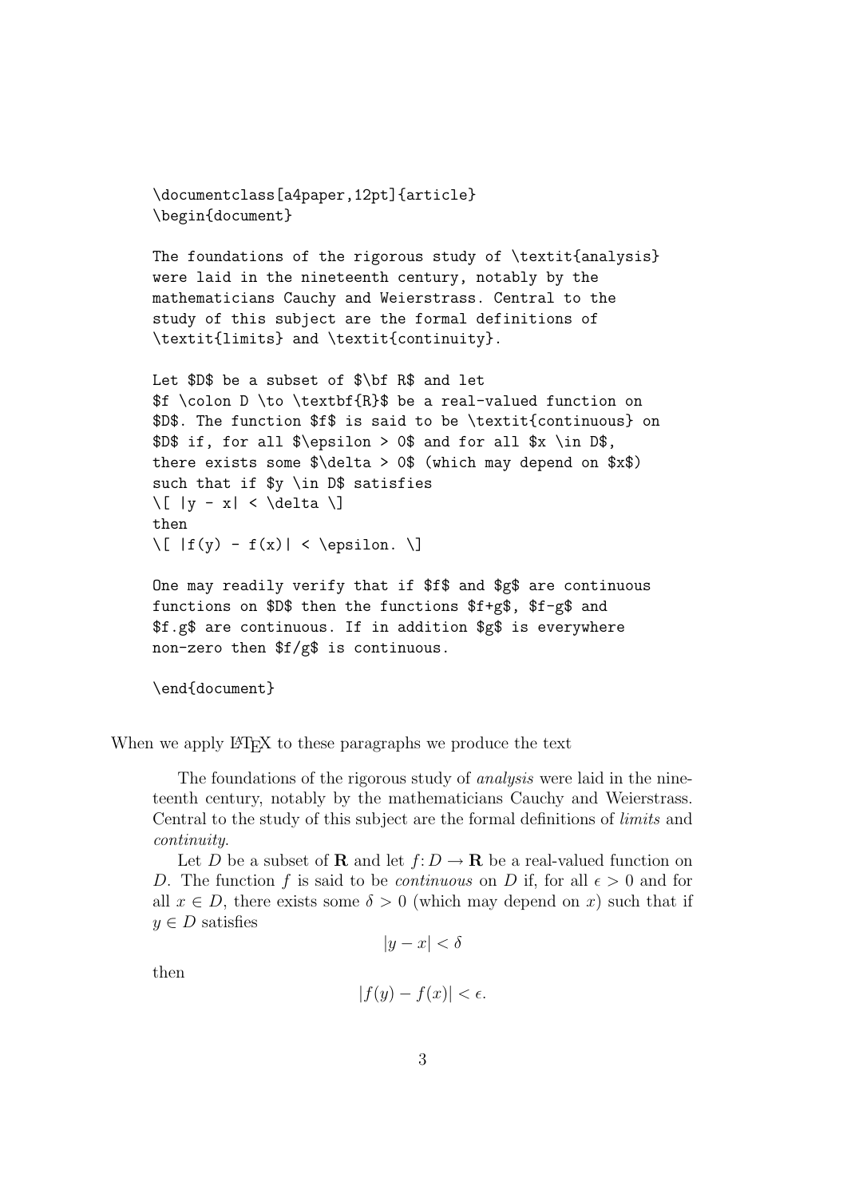```
\documentclass[a4paper,12pt]{article}
\begin{document}

The foundations of the rigorous study of \textit{analysis}
were laid in the nineteenth century, notably by the
mathematicians Cauchy and Weierstrass. Central to the
study of this subject are the formal definitions of
\textit{limits} and \textit{continuity}.

Let $D$ be a subset of $\bf R$ and let
$f \colon D \to \textbf{R}$ be a real-valued function on
$D$. The function $f$ is said to be \textit{continuous} on
$D$ if, for all $\epsilon > 0$ and for all $x \in D$,
there exists some $\delta > 0$ (which may depend on $x$)
such that if $y \in D$ satisfies
\[ |y - x| < \delta \]
then
\[ |f(y) - f(x)| < \epsilon. \]

One may readily verify that if $f$ and $g$ are continuous
functions on $D$ then the functions $f+g$, $f-g$ and
$f.g$ are continuous. If in addition $g$ is everywhere
non-zero then $f/g$ is continuous.

\end{document}
```

When we apply LaTeX to these paragraphs we produce the text

> The foundations of the rigorous study of *analysis* were laid in the nineteenth century, notably by the mathematicians Cauchy and Weierstrass. Central to the study of this subject are the formal definitions of *limits* and *continuity*.
>
> Let $D$ be a subset of $\mathbf{R}$ and let $f \colon D \to \mathbf{R}$ be a real-valued function on $D$. The function $f$ is said to be *continuous* on $D$ if, for all $\epsilon > 0$ and for all $x \in D$, there exists some $\delta > 0$ (which may depend on $x$) such that if $y \in D$ satisfies
>
> $$|y - x| < \delta$$
>
> then
>
> $$|f(y) - f(x)| < \epsilon.$$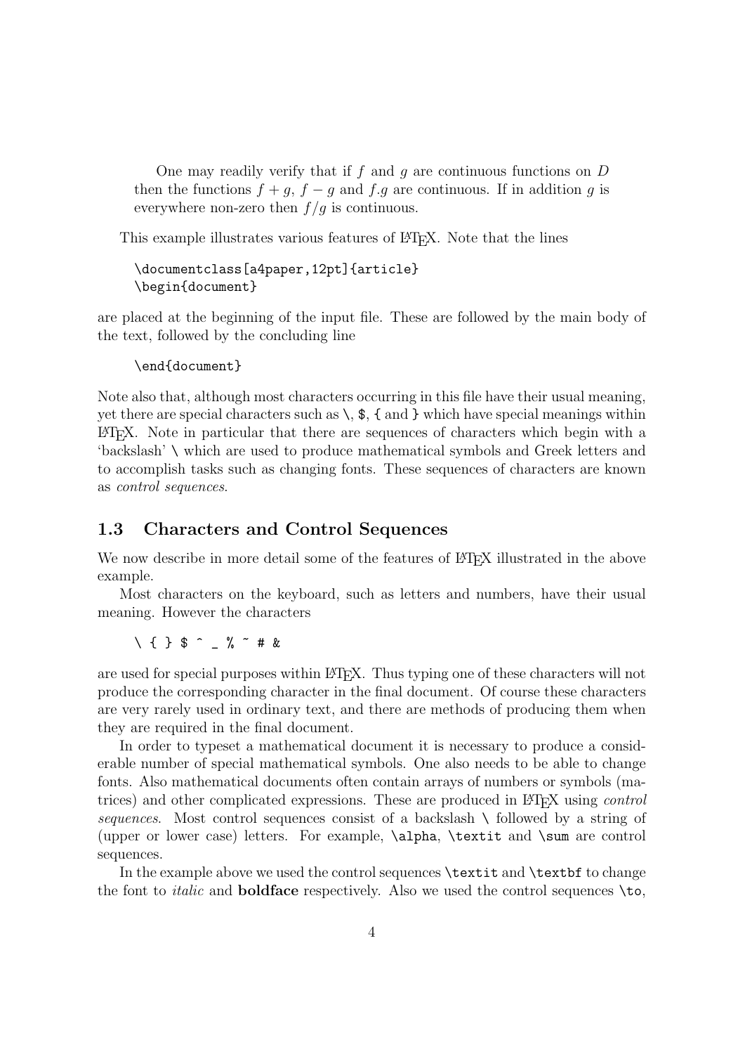One may readily verify that if $f$ and $g$ are continuous functions on $D$ then the functions $f+g$, $f-g$ and $f.g$ are continuous. If in addition $g$ is everywhere non-zero then $f/g$ is continuous.

This example illustrates various features of LaTeX. Note that the lines

```
\documentclass[a4paper,12pt]{article}
\begin{document}
```

are placed at the beginning of the input file. These are followed by the main body of the text, followed by the concluding line

```
\end{document}
```

Note also that, although most characters occurring in this file have their usual meaning, yet there are special characters such as `\`, `$`, `{` and `}` which have special meanings within LaTeX. Note in particular that there are sequences of characters which begin with a 'backslash' `\` which are used to produce mathematical symbols and Greek letters and to accomplish tasks such as changing fonts. These sequences of characters are known as *control sequences*.

## 1.3 Characters and Control Sequences

We now describe in more detail some of the features of LaTeX illustrated in the above example.

Most characters on the keyboard, such as letters and numbers, have their usual meaning. However the characters

```
\ { } $ ^ _ % ~ # &
```

are used for special purposes within LaTeX. Thus typing one of these characters will not produce the corresponding character in the final document. Of course these characters are very rarely used in ordinary text, and there are methods of producing them when they are required in the final document.

In order to typeset a mathematical document it is necessary to produce a considerable number of special mathematical symbols. One also needs to be able to change fonts. Also mathematical documents often contain arrays of numbers or symbols (matrices) and other complicated expressions. These are produced in LaTeX using *control sequences*. Most control sequences consist of a backslash `\` followed by a string of (upper or lower case) letters. For example, `\alpha`, `\textit` and `\sum` are control sequences.

In the example above we used the control sequences `\textit` and `\textbf` to change the font to *italic* and **boldface** respectively. Also we used the control sequences `\to`,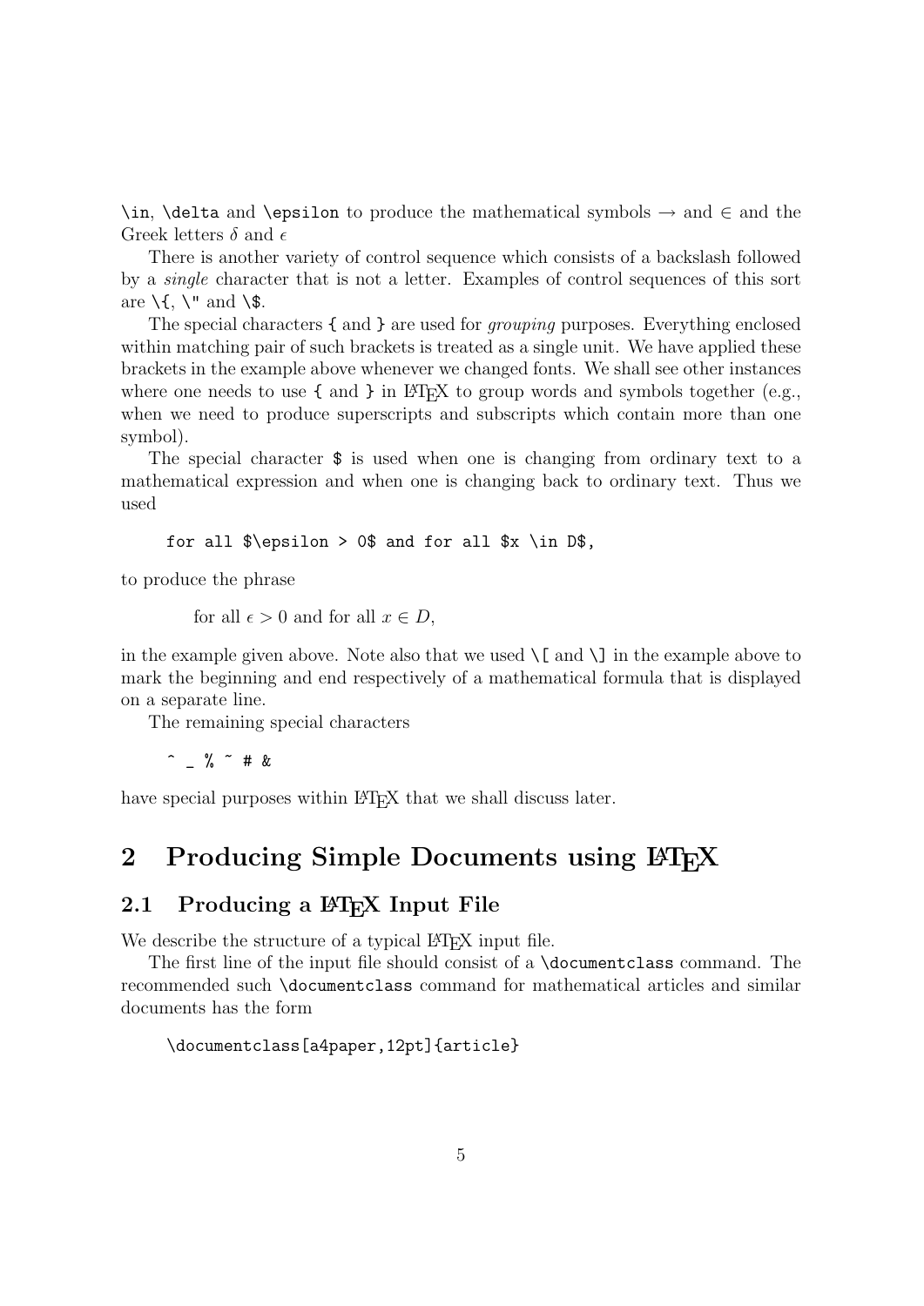`\in`, `\delta` and `\epsilon` to produce the mathematical symbols $\rightarrow$ and $\in$ and the Greek letters $\delta$ and $\epsilon$

There is another variety of control sequence which consists of a backslash followed by a *single* character that is not a letter. Examples of control sequences of this sort are `\{`, `\"` and `\$`.

The special characters `{` and `}` are used for *grouping* purposes. Everything enclosed within matching pair of such brackets is treated as a single unit. We have applied these brackets in the example above whenever we changed fonts. We shall see other instances where one needs to use `{` and `}` in LaTeX to group words and symbols together (e.g., when we need to produce superscripts and subscripts which contain more than one symbol).

The special character `$` is used when one is changing from ordinary text to a mathematical expression and when one is changing back to ordinary text. Thus we used

```
for all $\epsilon > 0$ and for all $x \in D$,
```

to produce the phrase

for all $\epsilon > 0$ and for all $x \in D$,

in the example given above. Note also that we used `\[` and `\]` in the example above to mark the beginning and end respectively of a mathematical formula that is displayed on a separate line.

The remaining special characters

```
^ _ % ~ # &
```

have special purposes within LaTeX that we shall discuss later.

# 2 Producing Simple Documents using LaTeX

## 2.1 Producing a LaTeX Input File

We describe the structure of a typical LaTeX input file.

The first line of the input file should consist of a `\documentclass` command. The recommended such `\documentclass` command for mathematical articles and similar documents has the form

```
\documentclass[a4paper,12pt]{article}
```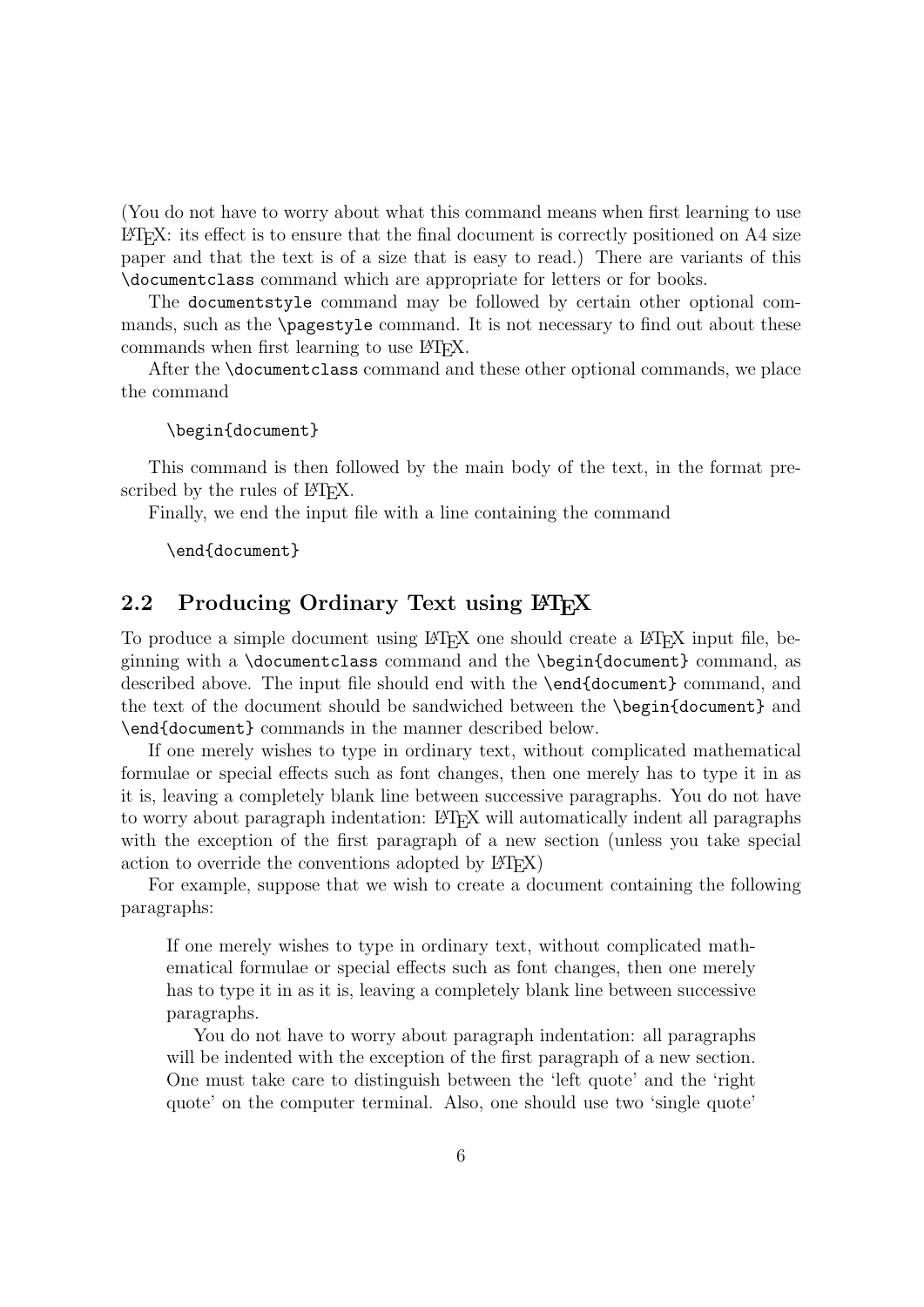(You do not have to worry about what this command means when first learning to use LaTeX: its effect is to ensure that the final document is correctly positioned on A4 size paper and that the text is of a size that is easy to read.) There are variants of this `\documentclass` command which are appropriate for letters or for books.

The `documentstyle` command may be followed by certain other optional commands, such as the `\pagestyle` command. It is not necessary to find out about these commands when first learning to use LaTeX.

After the `\documentclass` command and these other optional commands, we place the command

```
\begin{document}
```

This command is then followed by the main body of the text, in the format prescribed by the rules of LaTeX.

Finally, we end the input file with a line containing the command

```
\end{document}
```

## 2.2 Producing Ordinary Text using LaTeX

To produce a simple document using LaTeX one should create a LaTeX input file, beginning with a `\documentclass` command and the `\begin{document}` command, as described above. The input file should end with the `\end{document}` command, and the text of the document should be sandwiched between the `\begin{document}` and `\end{document}` commands in the manner described below.

If one merely wishes to type in ordinary text, without complicated mathematical formulae or special effects such as font changes, then one merely has to type it in as it is, leaving a completely blank line between successive paragraphs. You do not have to worry about paragraph indentation: LaTeX will automatically indent all paragraphs with the exception of the first paragraph of a new section (unless you take special action to override the conventions adopted by LaTeX)

For example, suppose that we wish to create a document containing the following paragraphs:

> If one merely wishes to type in ordinary text, without complicated mathematical formulae or special effects such as font changes, then one merely has to type it in as it is, leaving a completely blank line between successive paragraphs.
>
> You do not have to worry about paragraph indentation: all paragraphs will be indented with the exception of the first paragraph of a new section. One must take care to distinguish between the 'left quote' and the 'right quote' on the computer terminal. Also, one should use two 'single quote'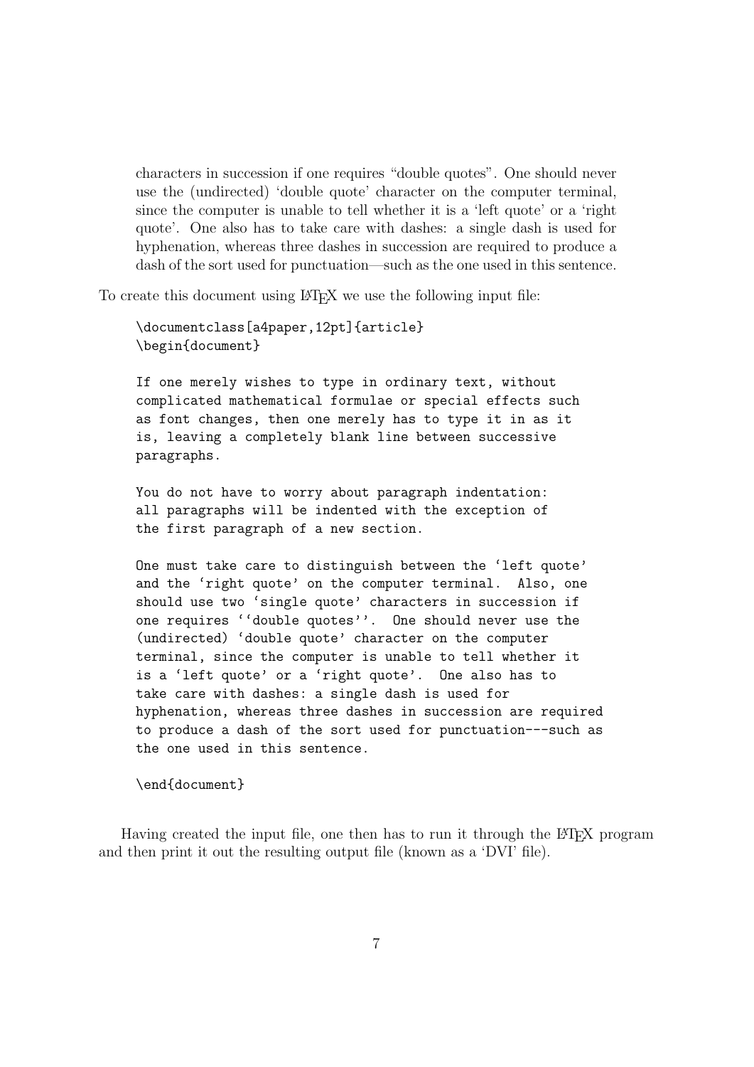characters in succession if one requires “double quotes”. One should never use the (undirected) ‘double quote’ character on the computer terminal, since the computer is unable to tell whether it is a ‘left quote’ or a ‘right quote’. One also has to take care with dashes: a single dash is used for hyphenation, whereas three dashes in succession are required to produce a dash of the sort used for punctuation—such as the one used in this sentence.

To create this document using LaTeX we use the following input file:

```
\documentclass[a4paper,12pt]{article}
\begin{document}

If one merely wishes to type in ordinary text, without
complicated mathematical formulae or special effects such
as font changes, then one merely has to type it in as it
is, leaving a completely blank line between successive
paragraphs.

You do not have to worry about paragraph indentation:
all paragraphs will be indented with the exception of
the first paragraph of a new section.

One must take care to distinguish between the `left quote'
and the `right quote' on the computer terminal.  Also, one
should use two `single quote' characters in succession if
one requires ``double quotes''.  One should never use the
(undirected) `double quote' character on the computer
terminal, since the computer is unable to tell whether it
is a `left quote' or a `right quote'.  One also has to
take care with dashes: a single dash is used for
hyphenation, whereas three dashes in succession are required
to produce a dash of the sort used for punctuation---such as
the one used in this sentence.

\end{document}
```

Having created the input file, one then has to run it through the LaTeX program and then print it out the resulting output file (known as a ‘DVI’ file).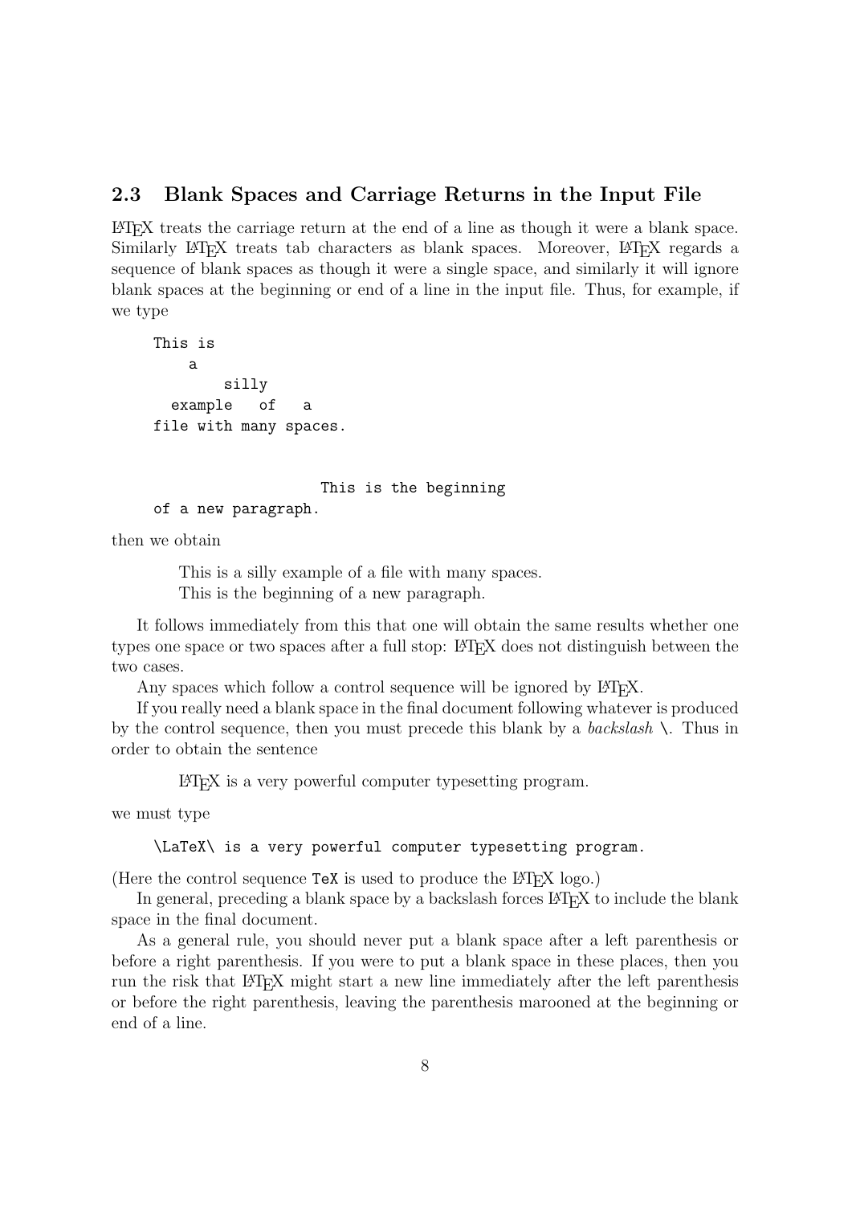## 2.3 Blank Spaces and Carriage Returns in the Input File

LaTeX treats the carriage return at the end of a line as though it were a blank space. Similarly LaTeX treats tab characters as blank spaces. Moreover, LaTeX regards a sequence of blank spaces as though it were a single space, and similarly it will ignore blank spaces at the beginning or end of a line in the input file. Thus, for example, if we type

```
This is
    a
        silly
  example   of   a
file with many spaces.


                   This is the beginning
of a new paragraph.
```

then we obtain

> This is a silly example of a file with many spaces.
> This is the beginning of a new paragraph.

It follows immediately from this that one will obtain the same results whether one types one space or two spaces after a full stop: LaTeX does not distinguish between the two cases.

Any spaces which follow a control sequence will be ignored by LaTeX.

If you really need a blank space in the final document following whatever is produced by the control sequence, then you must precede this blank by a *backslash* `\`. Thus in order to obtain the sentence

> LaTeX is a very powerful computer typesetting program.

we must type

```
\LaTeX\ is a very powerful computer typesetting program.
```

(Here the control sequence `TeX` is used to produce the LaTeX logo.)

In general, preceding a blank space by a backslash forces LaTeX to include the blank space in the final document.

As a general rule, you should never put a blank space after a left parenthesis or before a right parenthesis. If you were to put a blank space in these places, then you run the risk that LaTeX might start a new line immediately after the left parenthesis or before the right parenthesis, leaving the parenthesis marooned at the beginning or end of a line.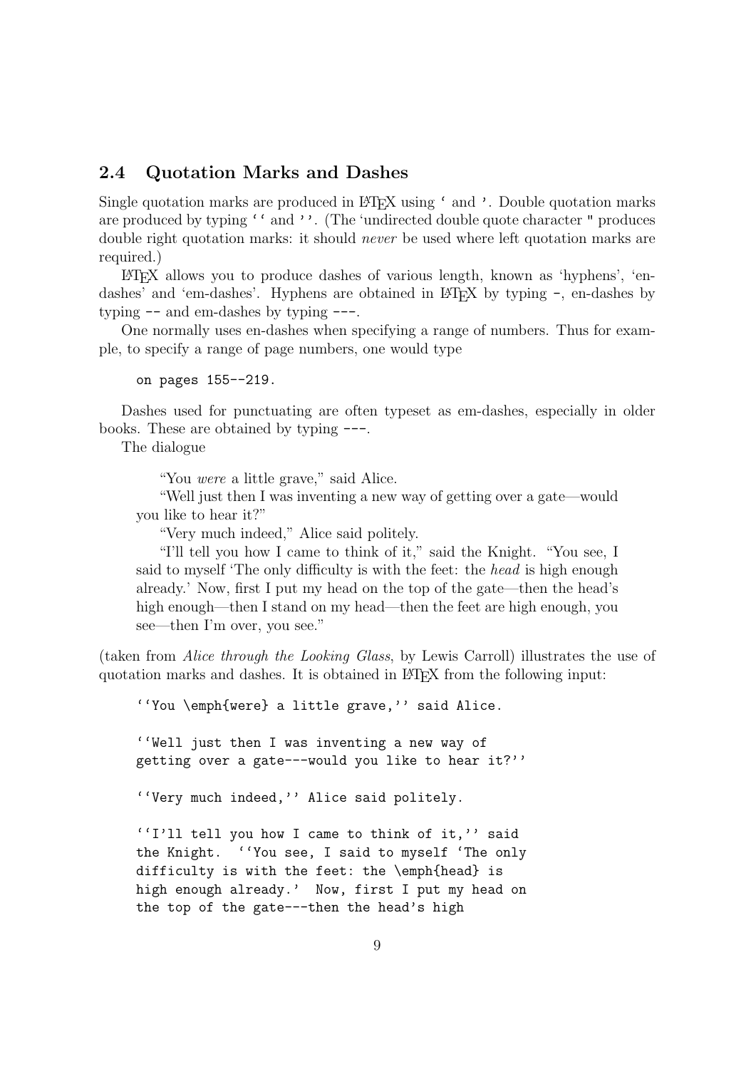## 2.4 Quotation Marks and Dashes

Single quotation marks are produced in LaTeX using ` and '. Double quotation marks are produced by typing `` and ''. (The 'undirected double quote character " produces double right quotation marks: it should *never* be used where left quotation marks are required.)

LaTeX allows you to produce dashes of various length, known as 'hyphens', 'en-dashes' and 'em-dashes'. Hyphens are obtained in LaTeX by typing -, en-dashes by typing -- and em-dashes by typing ---.

One normally uses en-dashes when specifying a range of numbers. Thus for example, to specify a range of page numbers, one would type

```
on pages 155--219.
```

Dashes used for punctuating are often typeset as em-dashes, especially in older books. These are obtained by typing ---.

The dialogue

> "You *were* a little grave," said Alice.
>
> "Well just then I was inventing a new way of getting over a gate—would you like to hear it?"
>
> "Very much indeed," Alice said politely.
>
> "I'll tell you how I came to think of it," said the Knight. "You see, I said to myself 'The only difficulty is with the feet: the *head* is high enough already.' Now, first I put my head on the top of the gate—then the head's high enough—then I stand on my head—then the feet are high enough, you see—then I'm over, you see."

(taken from *Alice through the Looking Glass*, by Lewis Carroll) illustrates the use of quotation marks and dashes. It is obtained in LaTeX from the following input:

```
``You \emph{were} a little grave,'' said Alice.

``Well just then I was inventing a new way of
getting over a gate---would you like to hear it?''

``Very much indeed,'' Alice said politely.

``I'll tell you how I came to think of it,'' said
the Knight.  ``You see, I said to myself `The only
difficulty is with the feet: the \emph{head} is
high enough already.'  Now, first I put my head on
the top of the gate---then the head's high
```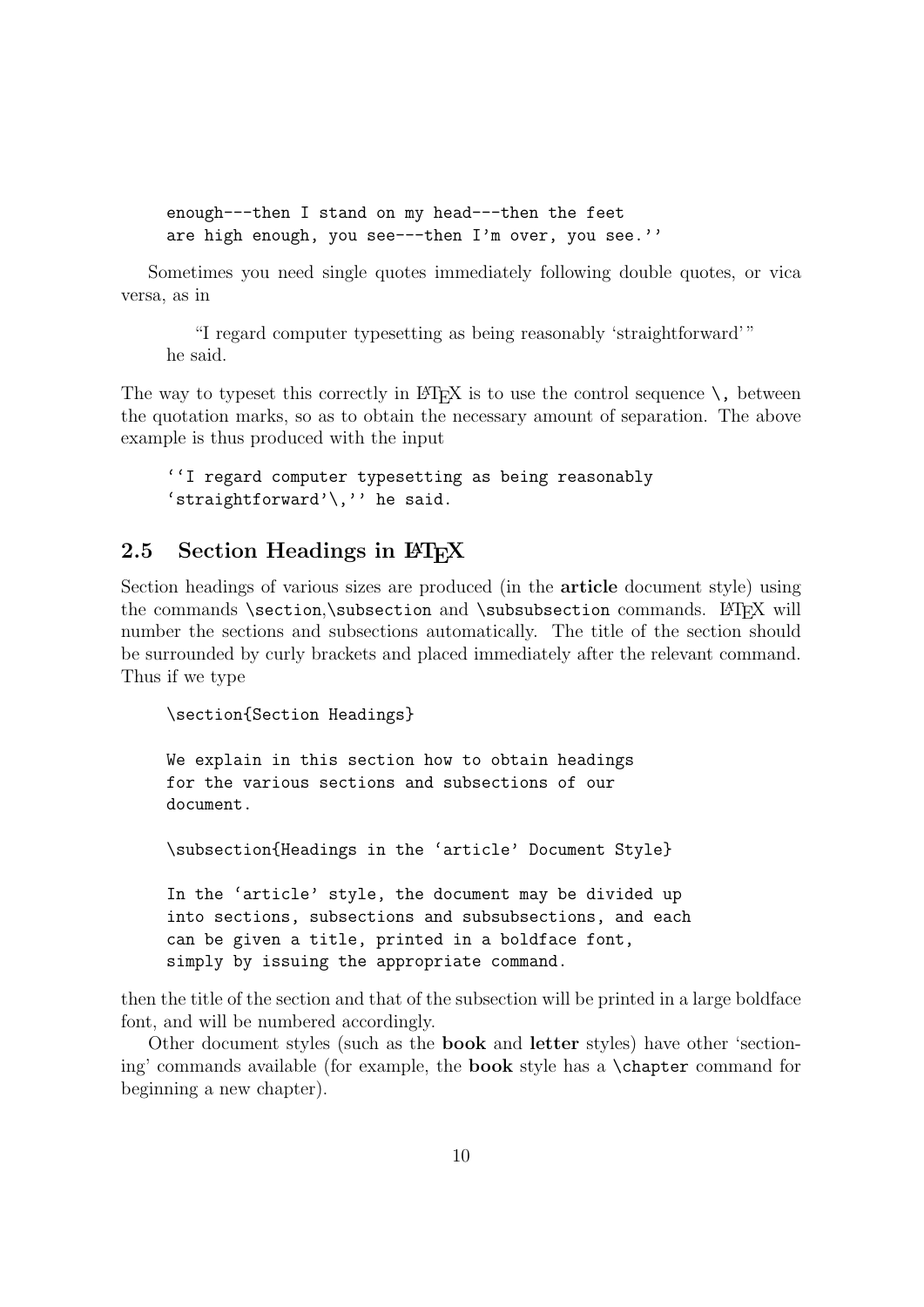```
enough---then I stand on my head---then the feet
are high enough, you see---then I'm over, you see.''
```

Sometimes you need single quotes immediately following double quotes, or vica versa, as in

> "I regard computer typesetting as being reasonably 'straightforward' "
> he said.

The way to typeset this correctly in LaTeX is to use the control sequence `\,` between the quotation marks, so as to obtain the necessary amount of separation. The above example is thus produced with the input

```
``I regard computer typesetting as being reasonably
`straightforward'\,'' he said.
```

## 2.5 Section Headings in LaTeX

Section headings of various sizes are produced (in the **article** document style) using the commands `\section`,`\subsection` and `\subsubsection` commands. LaTeX will number the sections and subsections automatically. The title of the section should be surrounded by curly brackets and placed immediately after the relevant command. Thus if we type

```
\section{Section Headings}

We explain in this section how to obtain headings
for the various sections and subsections of our
document.

\subsection{Headings in the `article' Document Style}

In the `article' style, the document may be divided up
into sections, subsections and subsubsections, and each
can be given a title, printed in a boldface font,
simply by issuing the appropriate command.
```

then the title of the section and that of the subsection will be printed in a large boldface font, and will be numbered accordingly.

Other document styles (such as the **book** and **letter** styles) have other 'sectioning' commands available (for example, the **book** style has a `\chapter` command for beginning a new chapter).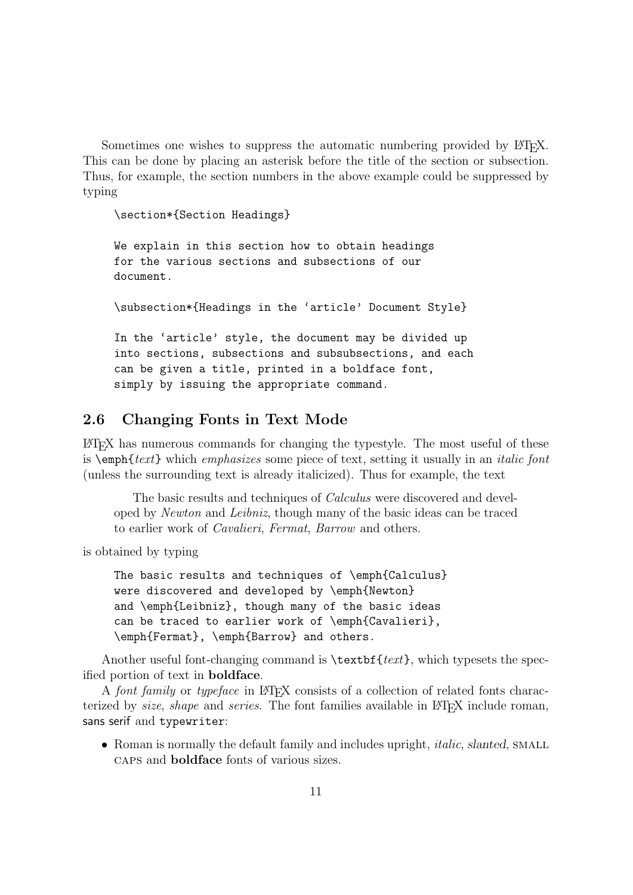Sometimes one wishes to suppress the automatic numbering provided by LaTeX. This can be done by placing an asterisk before the title of the section or subsection. Thus, for example, the section numbers in the above example could be suppressed by typing

```
\section*{Section Headings}

We explain in this section how to obtain headings
for the various sections and subsections of our
document.

\subsection*{Headings in the ‘article’ Document Style}

In the ‘article’ style, the document may be divided up
into sections, subsections and subsubsections, and each
can be given a title, printed in a boldface font,
simply by issuing the appropriate command.
```

## 2.6 Changing Fonts in Text Mode

LaTeX has numerous commands for changing the typestyle. The most useful of these is `\emph{`*text*`}` which *emphasizes* some piece of text, setting it usually in an *italic font* (unless the surrounding text is already italicized). Thus for example, the text

> The basic results and techniques of *Calculus* were discovered and developed by *Newton* and *Leibniz*, though many of the basic ideas can be traced to earlier work of *Cavalieri*, *Fermat*, *Barrow* and others.

is obtained by typing

```
The basic results and techniques of \emph{Calculus}
were discovered and developed by \emph{Newton}
and \emph{Leibniz}, though many of the basic ideas
can be traced to earlier work of \emph{Cavalieri},
\emph{Fermat}, \emph{Barrow} and others.
```

Another useful font-changing command is `\textbf{`*text*`}`, which typesets the specified portion of text in **boldface**.

A *font family* or *typeface* in LaTeX consists of a collection of related fonts characterized by *size*, *shape* and *series*. The font families available in LaTeX include roman, sans serif and `typewriter`:

- Roman is normally the default family and includes upright, *italic*, slanted, SMALL CAPS and **boldface** fonts of various sizes.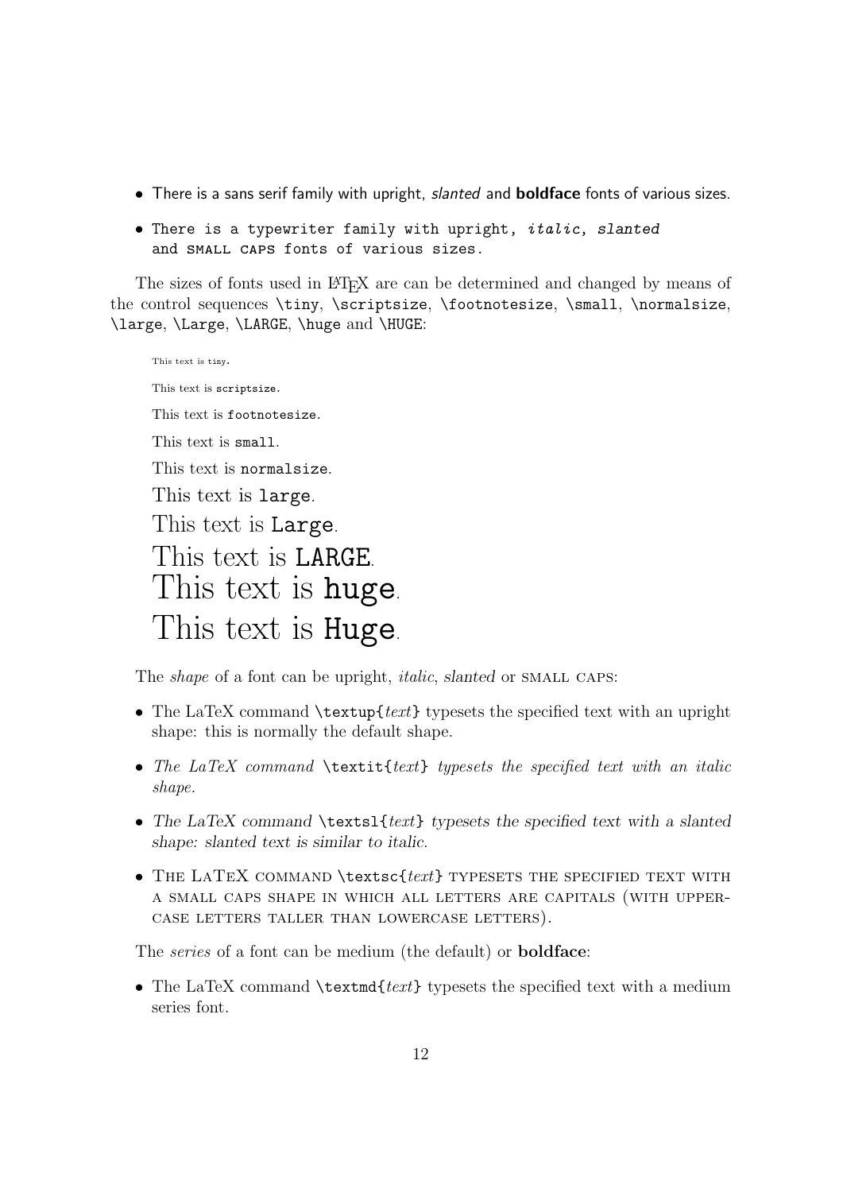- There is a sans serif family with upright, *slanted* and **boldface** fonts of various sizes.
- `There is a typewriter family with upright, italic, slanted and SMALL CAPS fonts of various sizes.`

The sizes of fonts used in LaTeX are can be determined and changed by means of the control sequences `\tiny`, `\scriptsize`, `\footnotesize`, `\small`, `\normalsize`, `\large`, `\Large`, `\LARGE`, `\huge` and `\HUGE`:

This text is `tiny`.

This text is `scriptsize`.

This text is `footnotesize`.

This text is `small`.

This text is `normalsize`.

This text is `large`.

This text is `Large`.

This text is `LARGE`.

This text is `huge`.

This text is `Huge`.

The *shape* of a font can be upright, *italic*, *slanted* or SMALL CAPS:

- The LaTeX command `\textup{`*text*`}` typesets the specified text with an upright shape: this is normally the default shape.
- *The LaTeX command* `\textit{`*text*`}` *typesets the specified text with an italic shape.*
- *The LaTeX command* `\textsl{`*text*`}` *typesets the specified text with a slanted shape: slanted text is similar to italic.*
- THE LATEX COMMAND `\textsc{`*text*`}` TYPESETS THE SPECIFIED TEXT WITH A SMALL CAPS SHAPE IN WHICH ALL LETTERS ARE CAPITALS (WITH UPPERCASE LETTERS TALLER THAN LOWERCASE LETTERS).

The *series* of a font can be medium (the default) or **boldface**:

- The LaTeX command `\textmd{`*text*`}` typesets the specified text with a medium series font.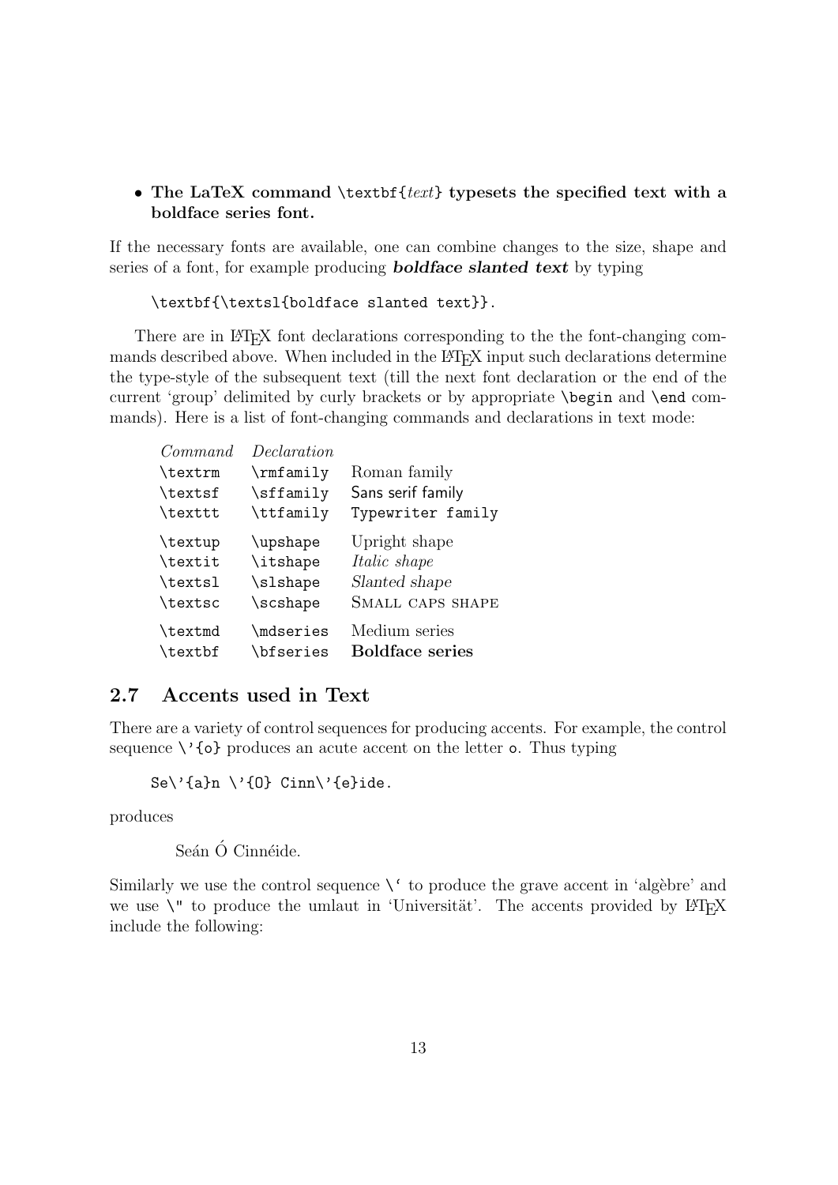- **The LaTeX command `\textbf{`*text*`}` typesets the specified text with a boldface series font.**

If the necessary fonts are available, one can combine changes to the size, shape and series of a font, for example producing ***boldface slanted text*** by typing

```
\textbf{\textsl{boldface slanted text}}.
```

There are in LaTeX font declarations corresponding to the the font-changing commands described above. When included in the LaTeX input such declarations determine the type-style of the subsequent text (till the next font declaration or the end of the current 'group' delimited by curly brackets or by appropriate `\begin` and `\end` commands). Here is a list of font-changing commands and declarations in text mode:

| *Command* | *Declaration* | |
|---|---|---|
| `\textrm` | `\rmfamily` | Roman family |
| `\textsf` | `\sffamily` | Sans serif family |
| `\texttt` | `\ttfamily` | `Typewriter family` |
| `\textup` | `\upshape` | Upright shape |
| `\textit` | `\itshape` | *Italic shape* |
| `\textsl` | `\slshape` | *Slanted shape* |
| `\textsc` | `\scshape` | SMALL CAPS SHAPE |
| `\textmd` | `\mdseries` | Medium series |
| `\textbf` | `\bfseries` | **Boldface series** |

## 2.7 Accents used in Text

There are a variety of control sequences for producing accents. For example, the control sequence `\'{o}` produces an acute accent on the letter `o`. Thus typing

```
Se\'{a}n \'{O} Cinn\'{e}ide.
```

produces

Seán Ó Cinnéide.

Similarly we use the control sequence `` \` `` to produce the grave accent in 'algèbre' and we use `\"` to produce the umlaut in 'Universität'. The accents provided by LaTeX include the following: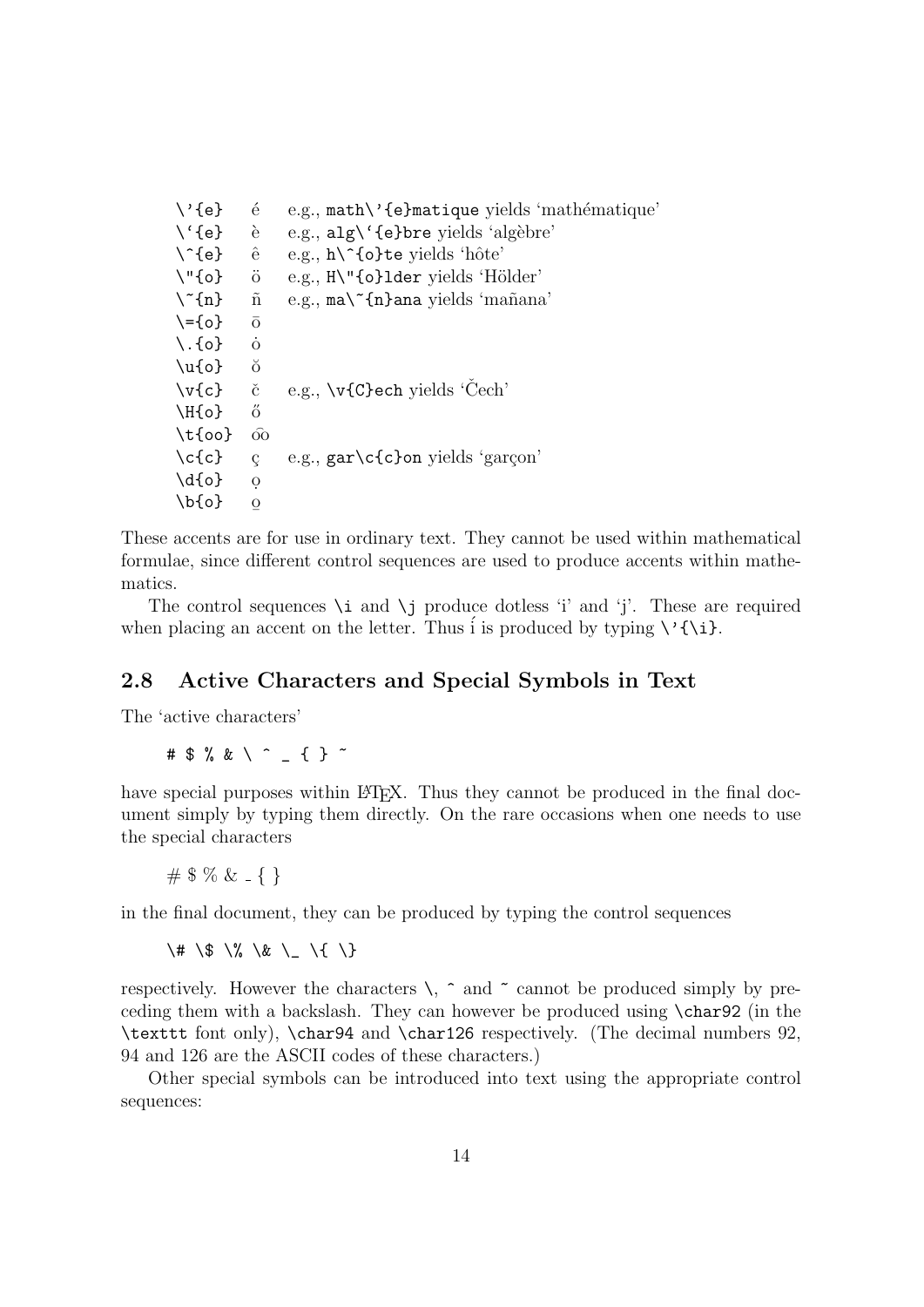| | | |
|---|---|---|
| `\'{e}` | é | e.g., `math\'{e}matique` yields 'mathématique' |
| `` \`{e} `` | è | e.g., `` alg\`{e}bre `` yields 'algèbre' |
| `\^{e}` | ê | e.g., `h\^{o}te` yields 'hôte' |
| `\"{o}` | ö | e.g., `H\"{o}lder` yields 'Hölder' |
| `\~{n}` | ñ | e.g., `ma\~{n}ana` yields 'mañana' |
| `\={o}` | ō | |
| `\.{o}` | ȯ | |
| `\u{o}` | ŏ | |
| `\v{c}` | č | e.g., `\v{C}ech` yields 'Čech' |
| `\H{o}` | ő | |
| `\t{oo}` | o͡o | |
| `\c{c}` | ç | e.g., `gar\c{c}on` yields 'garçon' |
| `\d{o}` | ọ | |
| `\b{o}` | o̲ | |

These accents are for use in ordinary text. They cannot be used within mathematical formulae, since different control sequences are used to produce accents within mathematics.

The control sequences `\i` and `\j` produce dotless 'i' and 'j'. These are required when placing an accent on the letter. Thus í is produced by typing `\'{\i}`.

## 2.8 Active Characters and Special Symbols in Text

The 'active characters'

```
# $ % & \ ^ _ { } ~
```

have special purposes within LaTeX. Thus they cannot be produced in the final document simply by typing them directly. On the rare occasions when one needs to use the special characters

# $ % & _ { }

in the final document, they can be produced by typing the control sequences

```
\# \$ \% \& \_ \{ \}
```

respectively. However the characters `\`, `^` and `~` cannot be produced simply by preceding them with a backslash. They can however be produced using `\char92` (in the `\texttt` font only), `\char94` and `\char126` respectively. (The decimal numbers 92, 94 and 126 are the ASCII codes of these characters.)

Other special symbols can be introduced into text using the appropriate control sequences: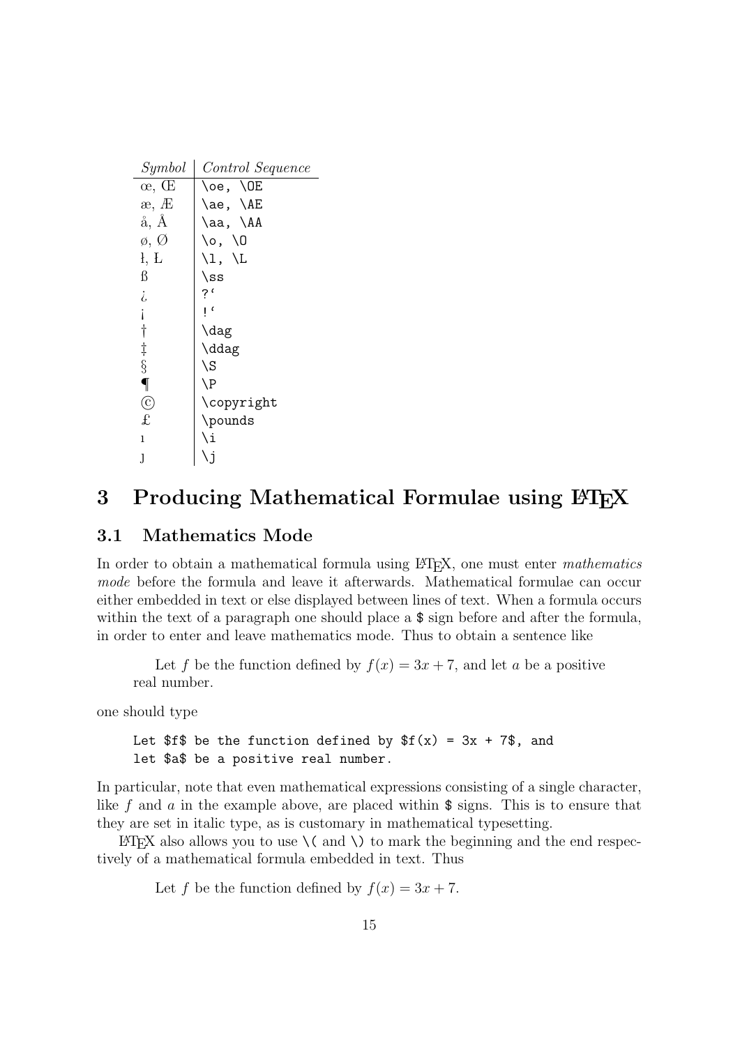| *Symbol* | *Control Sequence* |
|---|---|
| œ, Œ | `\oe, \OE` |
| æ, Æ | `\ae, \AE` |
| å, Å | `\aa, \AA` |
| ø, Ø | `\o, \O` |
| ł, Ł | `\l, \L` |
| ß | `\ss` |
| ¿ | `?‘` |
| ¡ | `!‘` |
| † | `\dag` |
| ‡ | `\ddag` |
| § | `\S` |
| ¶ | `\P` |
| © | `\copyright` |
| £ | `\pounds` |
| ı | `\i` |
| ȷ | `\j` |

# 3 Producing Mathematical Formulae using LaTeX

## 3.1 Mathematics Mode

In order to obtain a mathematical formula using LaTeX, one must enter *mathematics mode* before the formula and leave it afterwards. Mathematical formulae can occur either embedded in text or else displayed between lines of text. When a formula occurs within the text of a paragraph one should place a `$` sign before and after the formula, in order to enter and leave mathematics mode. Thus to obtain a sentence like

> Let $f$ be the function defined by $f(x) = 3x + 7$, and let $a$ be a positive real number.

one should type

```
Let $f$ be the function defined by $f(x) = 3x + 7$, and
let $a$ be a positive real number.
```

In particular, note that even mathematical expressions consisting of a single character, like $f$ and $a$ in the example above, are placed within `$` signs. This is to ensure that they are set in italic type, as is customary in mathematical typesetting.

LaTeX also allows you to use `\(` and `\)` to mark the beginning and the end respectively of a mathematical formula embedded in text. Thus

> Let $f$ be the function defined by $f(x) = 3x + 7$.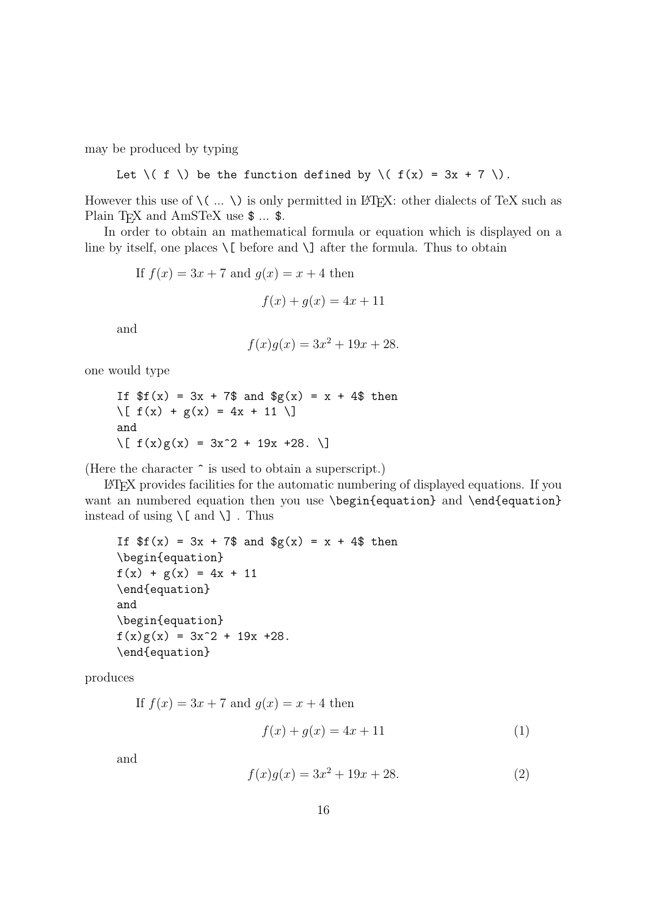may be produced by typing

```
Let \( f \) be the function defined by \( f(x) = 3x + 7 \).
```

However this use of `\( ... \)` is only permitted in LaTeX: other dialects of TeX such as Plain TeX and AmSTeX use `$ ... $`.

In order to obtain an mathematical formula or equation which is displayed on a line by itself, one places `\[` before and `\]` after the formula. Thus to obtain

> If $f(x) = 3x + 7$ and $g(x) = x + 4$ then
>
> $$f(x) + g(x) = 4x + 11$$
>
> and
>
> $$f(x)g(x) = 3x^2 + 19x + 28.$$

one would type

```
If $f(x) = 3x + 7$ and $g(x) = x + 4$ then
\[ f(x) + g(x) = 4x + 11 \]
and
\[ f(x)g(x) = 3x^2 + 19x +28. \]
```

(Here the character `^` is used to obtain a superscript.)

LaTeX provides facilities for the automatic numbering of displayed equations. If you want an numbered equation then you use `\begin{equation}` and `\end{equation}` instead of using `\[` and `\]` . Thus

```
If $f(x) = 3x + 7$ and $g(x) = x + 4$ then
\begin{equation}
f(x) + g(x) = 4x + 11
\end{equation}
and
\begin{equation}
f(x)g(x) = 3x^2 + 19x +28.
\end{equation}
```

produces

> If $f(x) = 3x + 7$ and $g(x) = x + 4$ then
>
> $$f(x) + g(x) = 4x + 11 \tag{1}$$
>
> and
>
> $$f(x)g(x) = 3x^2 + 19x + 28. \tag{2}$$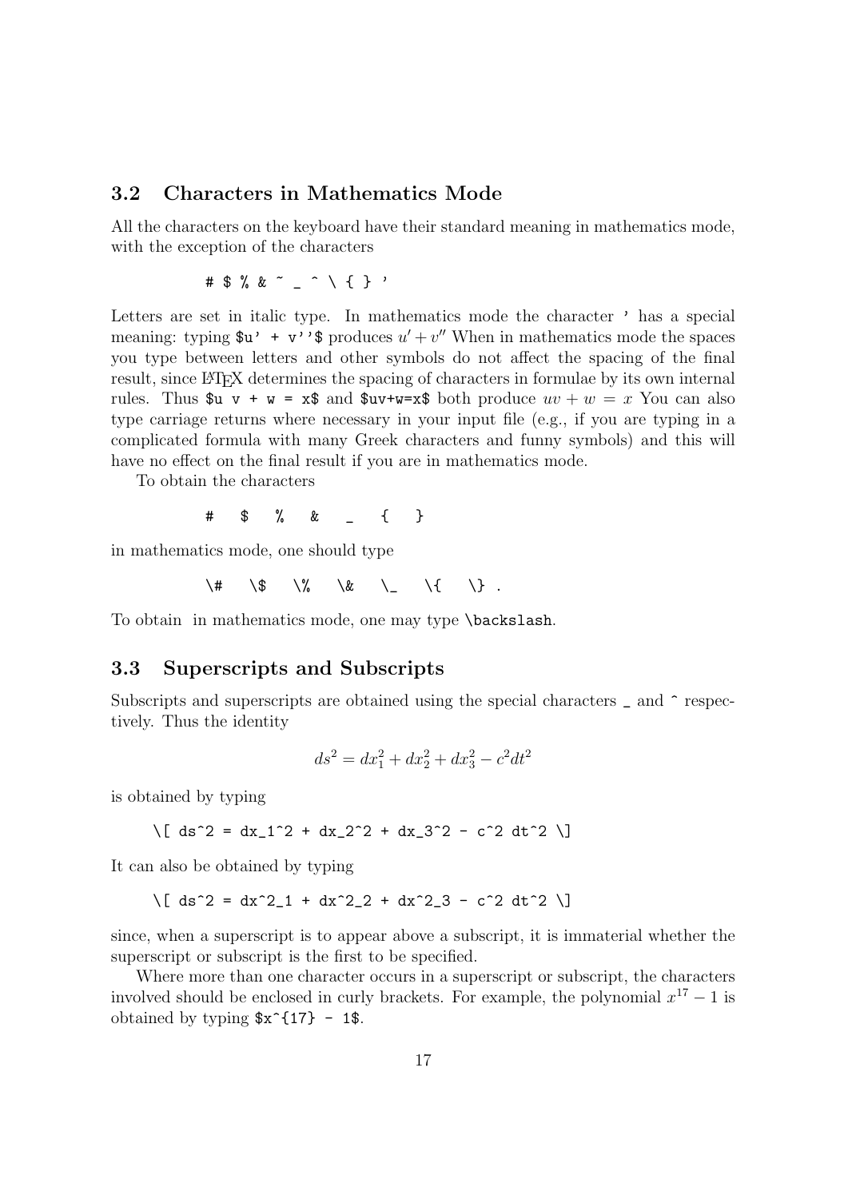### 3.2 Characters in Mathematics Mode

All the characters on the keyboard have their standard meaning in mathematics mode, with the exception of the characters

```
# $ % & ~ _ ^ \ { } '
```

Letters are set in italic type. In mathematics mode the character `'` has a special meaning: typing `$u' + v''$` produces $u' + v''$ When in mathematics mode the spaces you type between letters and other symbols do not affect the spacing of the final result, since LaTeX determines the spacing of characters in formulae by its own internal rules. Thus `$u v + w = x$` and `$uv+w=x$` both produce $uv + w = x$ You can also type carriage returns where necessary in your input file (e.g., if you are typing in a complicated formula with many Greek characters and funny symbols) and this will have no effect on the final result if you are in mathematics mode.

To obtain the characters

```
#   $   %   &   _   {   }
```

in mathematics mode, one should type

```
\#   \$   \%   \&   \_   \{   \} .
```

To obtain  in mathematics mode, one may type `\backslash`.

### 3.3 Superscripts and Subscripts

Subscripts and superscripts are obtained using the special characters `_` and `^` respectively. Thus the identity

$$ds^2 = dx_1^2 + dx_2^2 + dx_3^2 - c^2 dt^2$$

is obtained by typing

```
\[ ds^2 = dx_1^2 + dx_2^2 + dx_3^2 - c^2 dt^2 \]
```

It can also be obtained by typing

```
\[ ds^2 = dx^2_1 + dx^2_2 + dx^2_3 - c^2 dt^2 \]
```

since, when a superscript is to appear above a subscript, it is immaterial whether the superscript or subscript is the first to be specified.

Where more than one character occurs in a superscript or subscript, the characters involved should be enclosed in curly brackets. For example, the polynomial $x^{17} - 1$ is obtained by typing `$x^{17} - 1$`.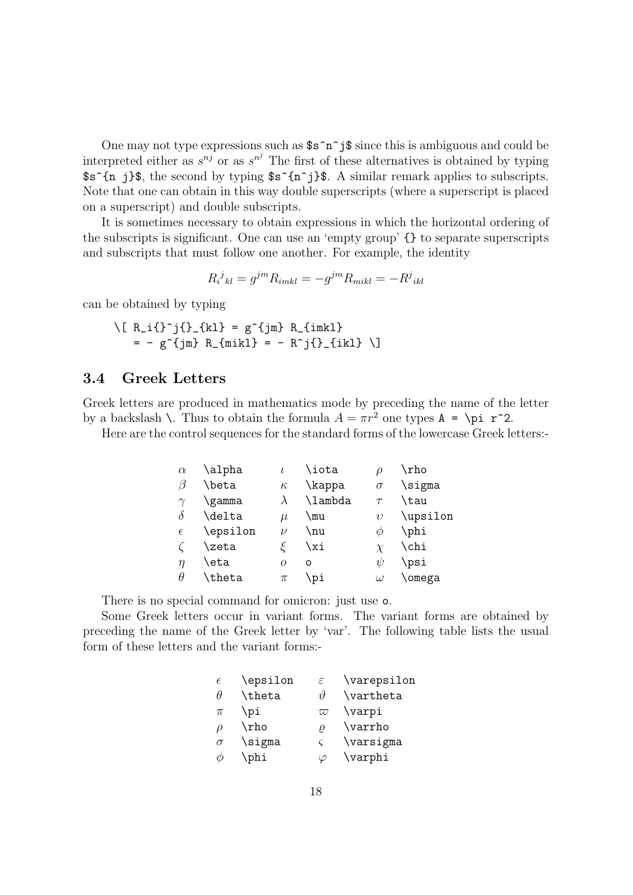One may not type expressions such as `$s^n^j$` since this is ambiguous and could be interpreted either as $s^{nj}$ or as $s^{n^j}$ The first of these alternatives is obtained by typing `$s^{n j}$`, the second by typing `$s^{n^j}$`. A similar remark applies to subscripts. Note that one can obtain in this way double superscripts (where a superscript is placed on a superscript) and double subscripts.

It is sometimes necessary to obtain expressions in which the horizontal ordering of the subscripts is significant. One can use an 'empty group' `{}` to separate superscripts and subscripts that must follow one another. For example, the identity

$$R_i{}^j{}_{kl} = g^{jm} R_{imkl} = - g^{jm} R_{mikl} = - R^j{}_{ikl}$$

can be obtained by typing

```
\[ R_i{}^j{}_{kl} = g^{jm} R_{imkl}
   = - g^{jm} R_{mikl} = - R^j{}_{ikl} \]
```

### 3.4 Greek Letters

Greek letters are produced in mathematics mode by preceding the name of the letter by a backslash `\`. Thus to obtain the formula $A = \pi r^2$ one types `A = \pi r^2`.

Here are the control sequences for the standard forms of the lowercase Greek letters:-

| | | | | | |
|---|---|---|---|---|---|
| $\alpha$ | `\alpha` | $\iota$ | `\iota` | $\rho$ | `\rho` |
| $\beta$ | `\beta` | $\kappa$ | `\kappa` | $\sigma$ | `\sigma` |
| $\gamma$ | `\gamma` | $\lambda$ | `\lambda` | $\tau$ | `\tau` |
| $\delta$ | `\delta` | $\mu$ | `\mu` | $\upsilon$ | `\upsilon` |
| $\epsilon$ | `\epsilon` | $\nu$ | `\nu` | $\phi$ | `\phi` |
| $\zeta$ | `\zeta` | $\xi$ | `\xi` | $\chi$ | `\chi` |
| $\eta$ | `\eta` | $o$ | `o` | $\psi$ | `\psi` |
| $\theta$ | `\theta` | $\pi$ | `\pi` | $\omega$ | `\omega` |

There is no special command for omicron: just use `o`.

Some Greek letters occur in variant forms. The variant forms are obtained by preceding the name of the Greek letter by 'var'. The following table lists the usual form of these letters and the variant forms:-

| | | | |
|---|---|---|---|
| $\epsilon$ | `\epsilon` | $\varepsilon$ | `\varepsilon` |
| $\theta$ | `\theta` | $\vartheta$ | `\vartheta` |
| $\pi$ | `\pi` | $\varpi$ | `\varpi` |
| $\rho$ | `\rho` | $\varrho$ | `\varrho` |
| $\sigma$ | `\sigma` | $\varsigma$ | `\varsigma` |
| $\phi$ | `\phi` | $\varphi$ | `\varphi` |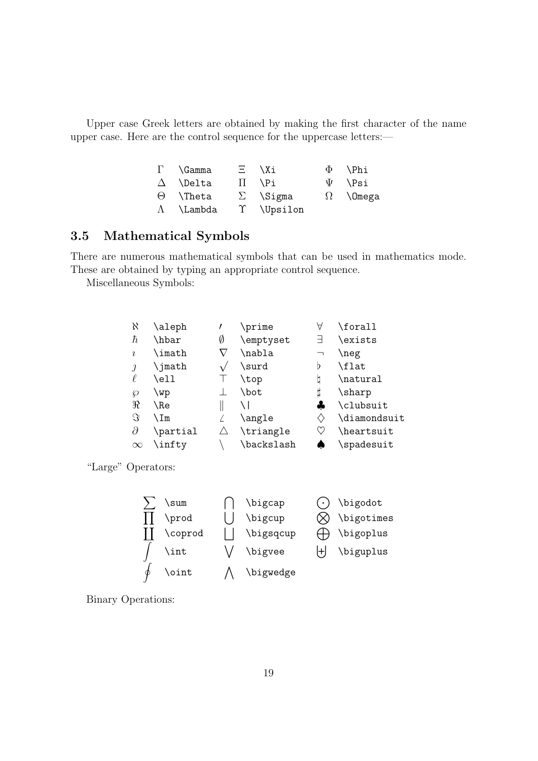Upper case Greek letters are obtained by making the first character of the name upper case. Here are the control sequence for the uppercase letters:—

| | | | | | |
|---|---|---|---|---|---|
| $\Gamma$ | `\Gamma` | $\Xi$ | `\Xi` | $\Phi$ | `\Phi` |
| $\Delta$ | `\Delta` | $\Pi$ | `\Pi` | $\Psi$ | `\Psi` |
| $\Theta$ | `\Theta` | $\Sigma$ | `\Sigma` | $\Omega$ | `\Omega` |
| $\Lambda$ | `\Lambda` | $\Upsilon$ | `\Upsilon` | | |

### 3.5 Mathematical Symbols

There are numerous mathematical symbols that can be used in mathematics mode. These are obtained by typing an appropriate control sequence.

Miscellaneous Symbols:

| | | | | | |
|---|---|---|---|---|---|
| $\aleph$ | `\aleph` | $\prime$ | `\prime` | $\forall$ | `\forall` |
| $\hbar$ | `\hbar` | $\emptyset$ | `\emptyset` | $\exists$ | `\exists` |
| $\imath$ | `\imath` | $\nabla$ | `\nabla` | $\neg$ | `\neg` |
| $\jmath$ | `\jmath` | $\surd$ | `\surd` | $\flat$ | `\flat` |
| $\ell$ | `\ell` | $\top$ | `\top` | $\natural$ | `\natural` |
| $\wp$ | `\wp` | $\bot$ | `\bot` | $\sharp$ | `\sharp` |
| $\Re$ | `\Re` | $\|$ | `\|` | $\clubsuit$ | `\clubsuit` |
| $\Im$ | `\Im` | $\angle$ | `\angle` | $\diamondsuit$ | `\diamondsuit` |
| $\partial$ | `\partial` | $\triangle$ | `\triangle` | $\heartsuit$ | `\heartsuit` |
| $\infty$ | `\infty` | $\backslash$ | `\backslash` | $\spadesuit$ | `\spadesuit` |

"Large" Operators:

| | | | | | |
|---|---|---|---|---|---|
| $\sum$ | `\sum` | $\bigcap$ | `\bigcap` | $\bigodot$ | `\bigodot` |
| $\prod$ | `\prod` | $\bigcup$ | `\bigcup` | $\bigotimes$ | `\bigotimes` |
| $\coprod$ | `\coprod` | $\bigsqcup$ | `\bigsqcup` | $\bigoplus$ | `\bigoplus` |
| $\int$ | `\int` | $\bigvee$ | `\bigvee` | $\biguplus$ | `\biguplus` |
| $\oint$ | `\oint` | $\bigwedge$ | `\bigwedge` | | |

Binary Operations: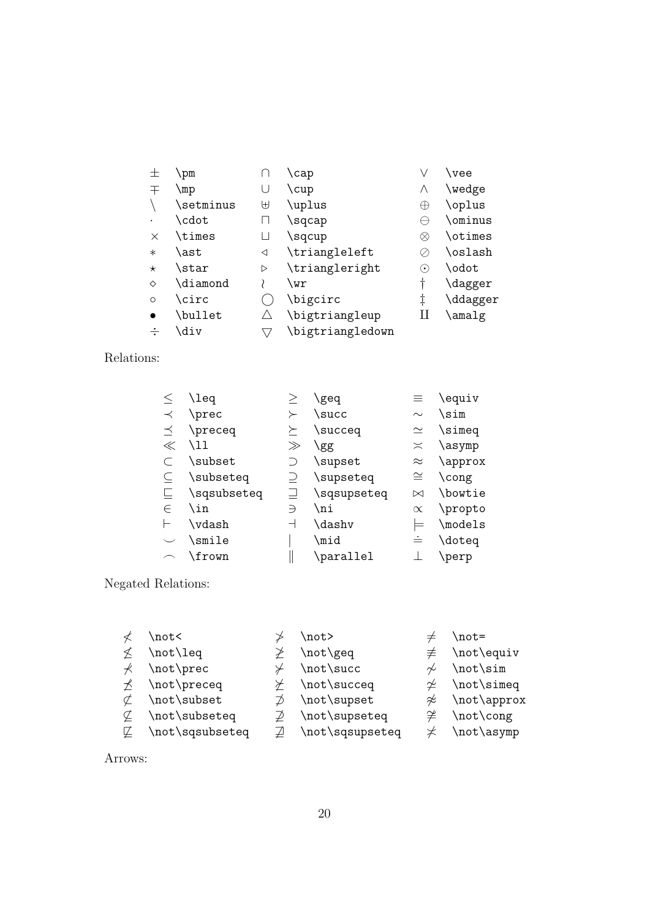| | | | | | |
|---|---|---|---|---|---|
| $\pm$ | `\pm` | $\cap$ | `\cap` | $\vee$ | `\vee` |
| $\mp$ | `\mp` | $\cup$ | `\cup` | $\wedge$ | `\wedge` |
| $\setminus$ | `\setminus` | $\uplus$ | `\uplus` | $\oplus$ | `\oplus` |
| $\cdot$ | `\cdot` | $\sqcap$ | `\sqcap` | $\ominus$ | `\ominus` |
| $\times$ | `\times` | $\sqcup$ | `\sqcup` | $\otimes$ | `\otimes` |
| $\ast$ | `\ast` | $\triangleleft$ | `\triangleleft` | $\oslash$ | `\oslash` |
| $\star$ | `\star` | $\triangleright$ | `\triangleright` | $\odot$ | `\odot` |
| $\diamond$ | `\diamond` | $\wr$ | `\wr` | $\dagger$ | `\dagger` |
| $\circ$ | `\circ` | $\bigcirc$ | `\bigcirc` | $\ddagger$ | `\ddagger` |
| $\bullet$ | `\bullet` | $\bigtriangleup$ | `\bigtriangleup` | $\amalg$ | `\amalg` |
| $\div$ | `\div` | $\bigtriangledown$ | `\bigtriangledown` | | |

Relations:

| | | | | | |
|---|---|---|---|---|---|
| $\leq$ | `\leq` | $\geq$ | `\geq` | $\equiv$ | `\equiv` |
| $\prec$ | `\prec` | $\succ$ | `\succ` | $\sim$ | `\sim` |
| $\preceq$ | `\preceq` | $\succeq$ | `\succeq` | $\simeq$ | `\simeq` |
| $\ll$ | `\ll` | $\gg$ | `\gg` | $\asymp$ | `\asymp` |
| $\subset$ | `\subset` | $\supset$ | `\supset` | $\approx$ | `\approx` |
| $\subseteq$ | `\subseteq` | $\supseteq$ | `\supseteq` | $\cong$ | `\cong` |
| $\sqsubseteq$ | `\sqsubseteq` | $\sqsupseteq$ | `\sqsupseteq` | $\bowtie$ | `\bowtie` |
| $\in$ | `\in` | $\ni$ | `\ni` | $\propto$ | `\propto` |
| $\vdash$ | `\vdash` | $\dashv$ | `\dashv` | $\models$ | `\models` |
| $\smile$ | `\smile` | $\mid$ | `\mid` | $\doteq$ | `\doteq` |
| $\frown$ | `\frown` | $\parallel$ | `\parallel` | $\perp$ | `\perp` |

Negated Relations:

| | | | | | |
|---|---|---|---|---|---|
| $\not<$ | `\not<` | $\not>$ | `\not>` | $\not=$ | `\not=` |
| $\not\leq$ | `\not\leq` | $\not\geq$ | `\not\geq` | $\not\equiv$ | `\not\equiv` |
| $\not\prec$ | `\not\prec` | $\not\succ$ | `\not\succ` | $\not\sim$ | `\not\sim` |
| $\not\preceq$ | `\not\preceq` | $\not\succeq$ | `\not\succeq` | $\not\simeq$ | `\not\simeq` |
| $\not\subset$ | `\not\subset` | $\not\supset$ | `\not\supset` | $\not\approx$ | `\not\approx` |
| $\not\subseteq$ | `\not\subseteq` | $\not\supseteq$ | `\not\supseteq` | $\not\cong$ | `\not\cong` |
| $\not\sqsubseteq$ | `\not\sqsubseteq` | $\not\sqsupseteq$ | `\not\sqsupseteq` | $\not\asymp$ | `\not\asymp` |

Arrows: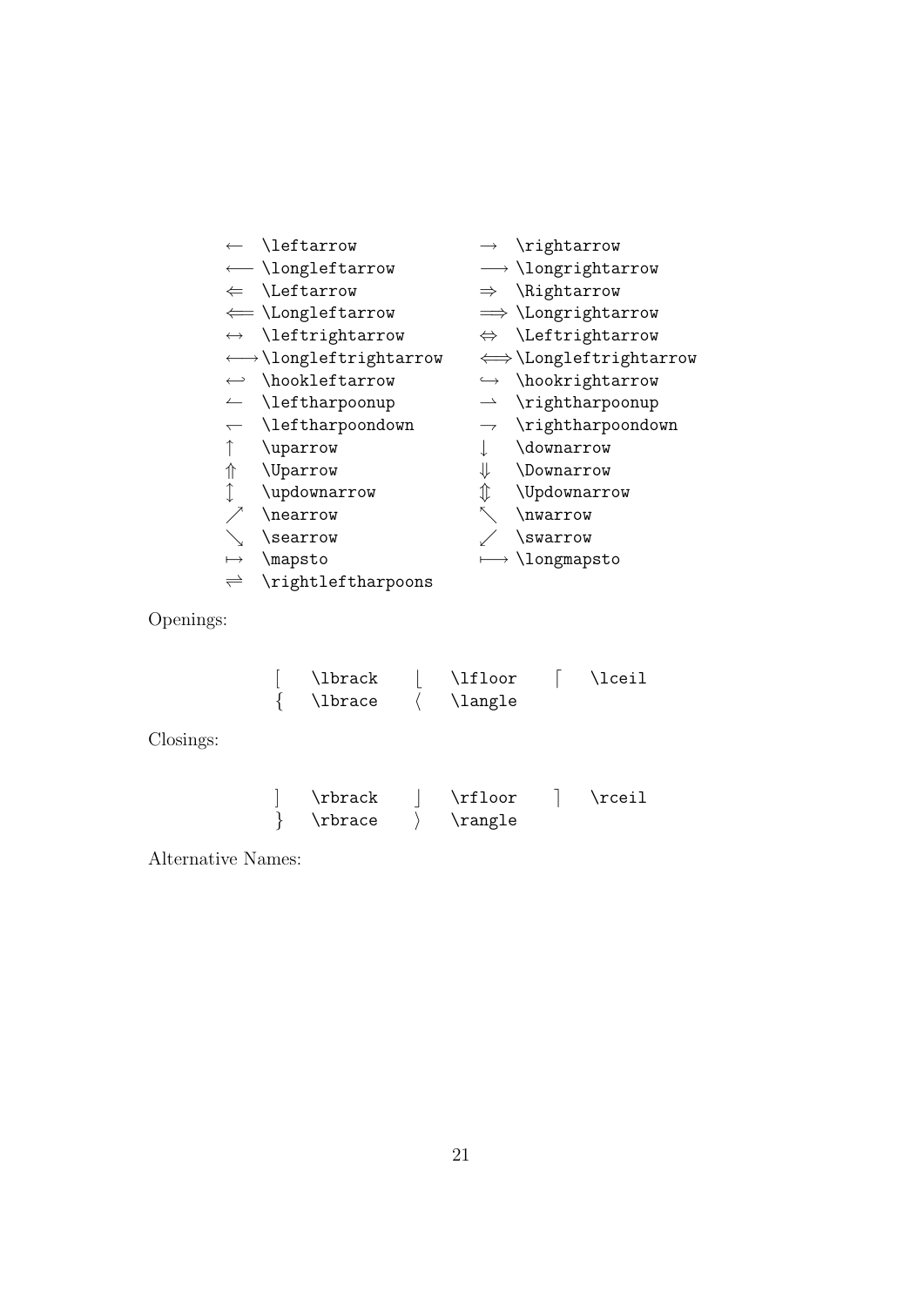| | | | |
|---|---|---|---|
| $\leftarrow$ | `\leftarrow` | $\rightarrow$ | `\rightarrow` |
| $\longleftarrow$ | `\longleftarrow` | $\longrightarrow$ | `\longrightarrow` |
| $\Leftarrow$ | `\Leftarrow` | $\Rightarrow$ | `\Rightarrow` |
| $\Longleftarrow$ | `\Longleftarrow` | $\Longrightarrow$ | `\Longrightarrow` |
| $\leftrightarrow$ | `\leftrightarrow` | $\Leftrightarrow$ | `\Leftrightarrow` |
| $\longleftrightarrow$ | `\longleftrightarrow` | $\Longleftrightarrow$ | `\Longleftrightarrow` |
| $\hookleftarrow$ | `\hookleftarrow` | $\hookrightarrow$ | `\hookrightarrow` |
| $\leftharpoonup$ | `\leftharpoonup` | $\rightharpoonup$ | `\rightharpoonup` |
| $\leftharpoondown$ | `\leftharpoondown` | $\rightharpoondown$ | `\rightharpoondown` |
| $\uparrow$ | `\uparrow` | $\downarrow$ | `\downarrow` |
| $\Uparrow$ | `\Uparrow` | $\Downarrow$ | `\Downarrow` |
| $\updownarrow$ | `\updownarrow` | $\Updownarrow$ | `\Updownarrow` |
| $\nearrow$ | `\nearrow` | $\nwarrow$ | `\nwarrow` |
| $\searrow$ | `\searrow` | $\swarrow$ | `\swarrow` |
| $\mapsto$ | `\mapsto` | $\longmapsto$ | `\longmapsto` |
| $\rightleftharpoons$ | `\rightleftharpoons` | | |

Openings:

| | | | | | |
|---|---|---|---|---|---|
| $[$ | `\lbrack` | $\lfloor$ | `\lfloor` | $\lceil$ | `\lceil` |
| $\{$ | `\lbrace` | $\langle$ | `\langle` | | |

Closings:

| | | | | | |
|---|---|---|---|---|---|
| $]$ | `\rbrack` | $\rfloor$ | `\rfloor` | $\rceil$ | `\rceil` |
| $\}$ | `\rbrace` | $\rangle$ | `\rangle` | | |

Alternative Names: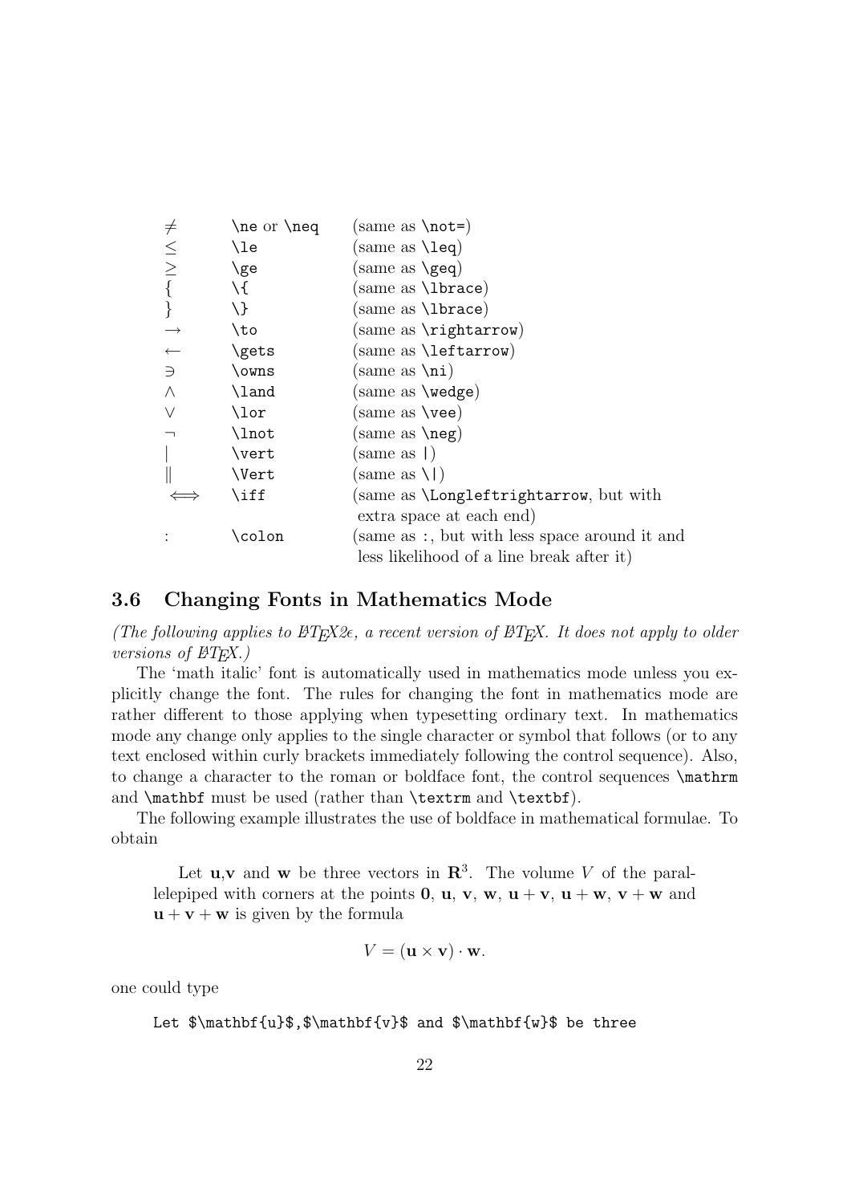| | | |
|---|---|---|
| $\neq$ | `\ne` or `\neq` | (same as `\not=`) |
| $\leq$ | `\le` | (same as `\leq`) |
| $\geq$ | `\ge` | (same as `\geq`) |
| $\{$ | `\{` | (same as `\lbrace`) |
| $\}$ | `\}` | (same as `\lbrace`) |
| $\to$ | `\to` | (same as `\rightarrow`) |
| $\gets$ | `\gets` | (same as `\leftarrow`) |
| $\ni$ | `\owns` | (same as `\ni`) |
| $\land$ | `\land` | (same as `\wedge`) |
| $\lor$ | `\lor` | (same as `\vee`) |
| $\neg$ | `\lnot` | (same as `\neg`) |
| $\vert$ | `\vert` | (same as `\|`) |
| $\Vert$ | `\Vert` | (same as `\\|`) |
| $\iff$ | `\iff` | (same as `\Longleftrightarrow`, but with extra space at each end) |
| $:$ | `\colon` | (same as `:`, but with less space around it and less likelihood of a line break after it) |

## 3.6 Changing Fonts in Mathematics Mode

*(The following applies to LaTeX2ε, a recent version of LaTeX. It does not apply to older versions of LaTeX.)*

The 'math italic' font is automatically used in mathematics mode unless you explicitly change the font. The rules for changing the font in mathematics mode are rather different to those applying when typesetting ordinary text. In mathematics mode any change only applies to the single character or symbol that follows (or to any text enclosed within curly brackets immediately following the control sequence). Also, to change a character to the roman or boldface font, the control sequences `\mathrm` and `\mathbf` must be used (rather than `\textrm` and `\textbf`).

The following example illustrates the use of boldface in mathematical formulae. To obtain

> Let $\mathbf{u}$,$\mathbf{v}$ and $\mathbf{w}$ be three vectors in $\mathbf{R}^3$. The volume $V$ of the parallelepiped with corners at the points $\mathbf{0}$, $\mathbf{u}$, $\mathbf{v}$, $\mathbf{w}$, $\mathbf{u}+\mathbf{v}$, $\mathbf{u}+\mathbf{w}$, $\mathbf{v}+\mathbf{w}$ and $\mathbf{u}+\mathbf{v}+\mathbf{w}$ is given by the formula
>
> $$V = (\mathbf{u}\times\mathbf{v})\cdot\mathbf{w}.$$

one could type

```
Let $\mathbf{u}$,$\mathbf{v}$ and $\mathbf{w}$ be three
```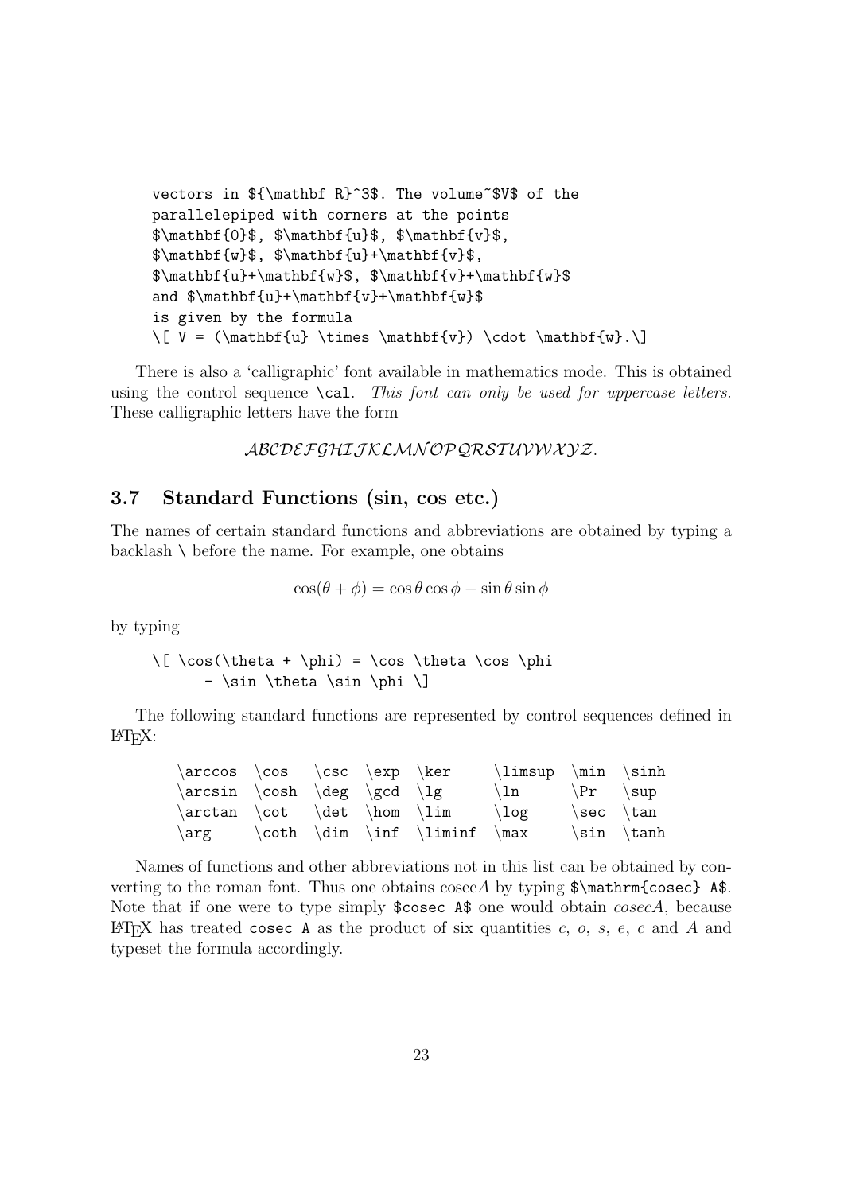```
vectors in ${\mathbf R}^3$. The volume~$V$ of the
parallelepiped with corners at the points
$\mathbf{0}$, $\mathbf{u}$, $\mathbf{v}$,
$\mathbf{w}$, $\mathbf{u}+\mathbf{v}$,
$\mathbf{u}+\mathbf{w}$, $\mathbf{v}+\mathbf{w}$
and $\mathbf{u}+\mathbf{v}+\mathbf{w}$
is given by the formula
\[ V = (\mathbf{u} \times \mathbf{v}) \cdot \mathbf{w}.\]
```

There is also a 'calligraphic' font available in mathematics mode. This is obtained using the control sequence `\cal`. *This font can only be used for uppercase letters.* These calligraphic letters have the form

$$\mathcal{ABCDEFGHIJKLMNOPQRSTUVWXYZ}.$$

## 3.7 Standard Functions (sin, cos etc.)

The names of certain standard functions and abbreviations are obtained by typing a backlash \ before the name. For example, one obtains

$$\cos(\theta + \phi) = \cos\theta\cos\phi - \sin\theta\sin\phi$$

by typing

```
\[ \cos(\theta + \phi) = \cos \theta \cos \phi
     - \sin \theta \sin \phi \]
```

The following standard functions are represented by control sequences defined in LaTeX:

```
\arccos  \cos   \csc  \exp  \ker     \limsup  \min  \sinh
\arcsin  \cosh  \deg  \gcd  \lg      \ln      \Pr   \sup
\arctan  \cot   \det  \hom  \lim     \log     \sec  \tan
\arg     \coth  \dim  \inf  \liminf  \max     \sin  \tanh
```

Names of functions and other abbreviations not in this list can be obtained by converting to the roman font. Thus one obtains $\mathrm{cosec} A$ by typing `$\mathrm{cosec} A$`. Note that if one were to type simply `$cosec A$` one would obtain $cosec A$, because LaTeX has treated `cosec A` as the product of six quantities $c$, $o$, $s$, $e$, $c$ and $A$ and typeset the formula accordingly.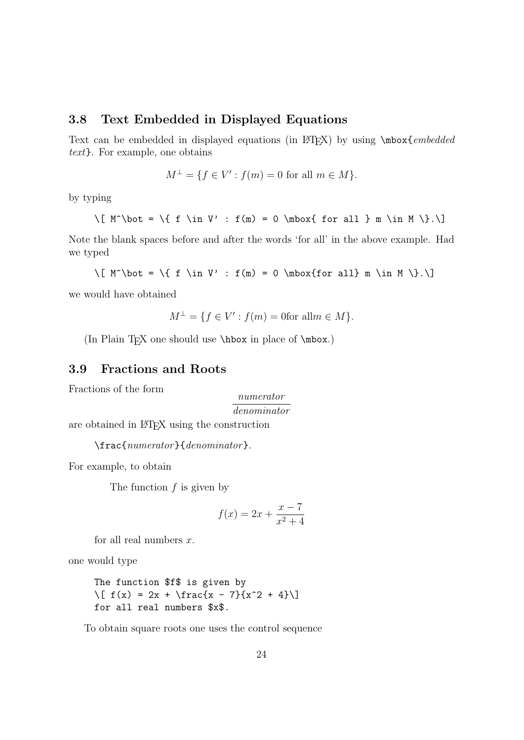### 3.8 Text Embedded in Displayed Equations

Text can be embedded in displayed equations (in LaTeX) by using `\mbox{`*embedded text*`}`. For example, one obtains

$$M^\bot = \{ f \in V' : f(m) = 0 \mbox{ for all } m \in M \}.$$

by typing

```
\[ M^\bot = \{ f \in V' : f(m) = 0 \mbox{ for all } m \in M \}.\]
```

Note the blank spaces before and after the words 'for all' in the above example. Had we typed

```
\[ M^\bot = \{ f \in V' : f(m) = 0 \mbox{for all} m \in M \}.\]
```

we would have obtained

$$M^\bot = \{ f \in V' : f(m) = 0 \mbox{for all} m \in M \}.$$

(In Plain TeX one should use `\hbox` in place of `\mbox`.)

### 3.9 Fractions and Roots

Fractions of the form

$$\frac{\textit{numerator}}{\textit{denominator}}$$

are obtained in LaTeX using the construction

`\frac{`*numerator*`}{`*denominator*`}`.

For example, to obtain

> The function $f$ is given by
>
> $$f(x) = 2x + \frac{x - 7}{x^2 + 4}$$
>
> for all real numbers $x$.

one would type

```
The function $f$ is given by
\[ f(x) = 2x + \frac{x - 7}{x^2 + 4}\]
for all real numbers $x$.
```

To obtain square roots one uses the control sequence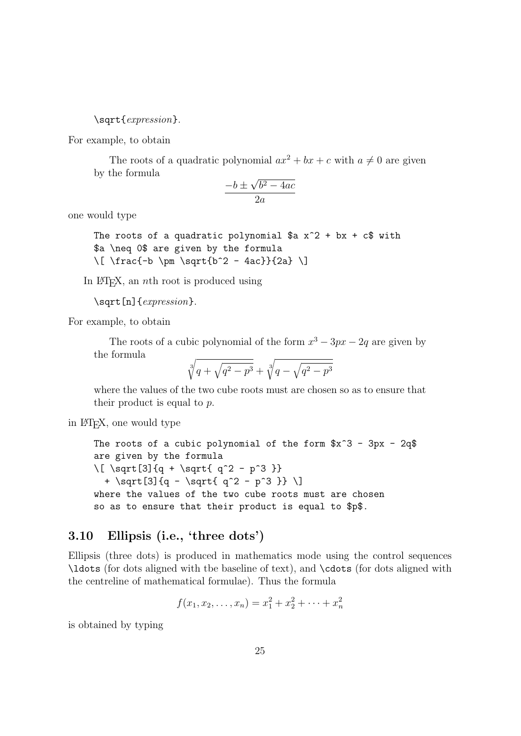```
\sqrt{expression}.
```

For example, to obtain

> The roots of a quadratic polynomial $ax^2 + bx + c$ with $a \neq 0$ are given by the formula
> $$\frac{-b \pm \sqrt{b^2 - 4ac}}{2a}$$

one would type

```
The roots of a quadratic polynomial $a x^2 + bx + c$ with
$a \neq 0$ are given by the formula
\[ \frac{-b \pm \sqrt{b^2 - 4ac}}{2a} \]
```

In LaTeX, an $n$th root is produced using

```
\sqrt[n]{expression}.
```

For example, to obtain

> The roots of a cubic polynomial of the form $x^3 - 3px - 2q$ are given by the formula
> $$\sqrt[3]{q + \sqrt{q^2 - p^3}} + \sqrt[3]{q - \sqrt{q^2 - p^3}}$$
> where the values of the two cube roots must are chosen so as to ensure that their product is equal to $p$.

in LaTeX, one would type

```
The roots of a cubic polynomial of the form $x^3 - 3px - 2q$
are given by the formula
\[ \sqrt[3]{q + \sqrt{ q^2 - p^3 }}
  + \sqrt[3]{q - \sqrt{ q^2 - p^3 }} \]
where the values of the two cube roots must are chosen
so as to ensure that their product is equal to $p$.
```

## 3.10 Ellipsis (i.e., 'three dots')

Ellipsis (three dots) is produced in mathematics mode using the control sequences `\ldots` (for dots aligned with tbe baseline of text), and `\cdots` (for dots aligned with the centreline of mathematical formulae). Thus the formula

$$f(x_1, x_2, \ldots, x_n) = x_1^2 + x_2^2 + \cdots + x_n^2$$

is obtained by typing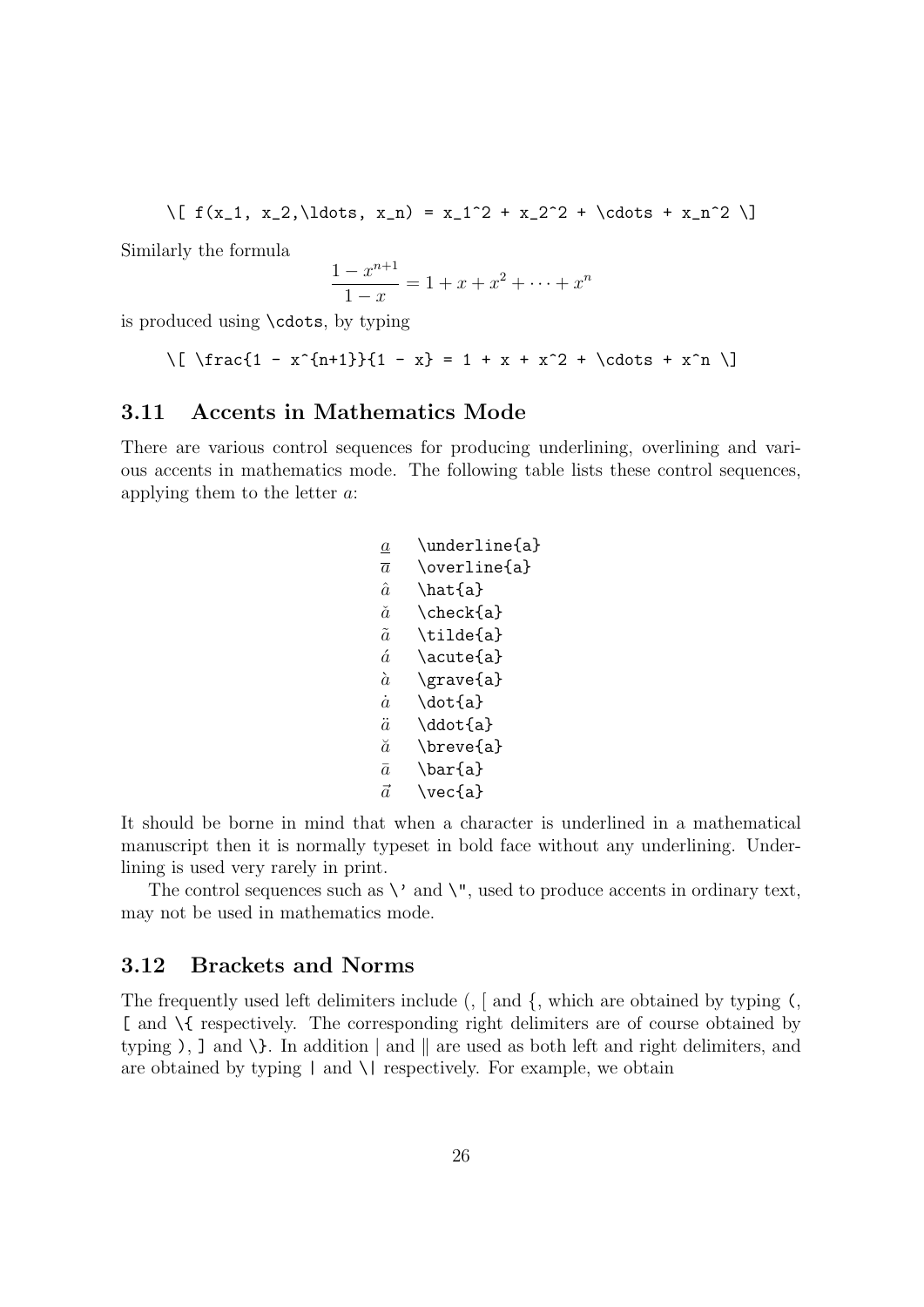```
\[ f(x_1, x_2,\ldots, x_n) = x_1^2 + x_2^2 + \cdots + x_n^2 \]
```

Similarly the formula

$$\frac{1 - x^{n+1}}{1 - x} = 1 + x + x^2 + \cdots + x^n$$

is produced using `\cdots`, by typing

```
\[ \frac{1 - x^{n+1}}{1 - x} = 1 + x + x^2 + \cdots + x^n \]
```

### 3.11 Accents in Mathematics Mode

There are various control sequences for producing underlining, overlining and various accents in mathematics mode. The following table lists these control sequences, applying them to the letter $a$:

| | |
|---|---|
| $\underline{a}$ | `\underline{a}` |
| $\overline{a}$ | `\overline{a}` |
| $\hat{a}$ | `\hat{a}` |
| $\check{a}$ | `\check{a}` |
| $\tilde{a}$ | `\tilde{a}` |
| $\acute{a}$ | `\acute{a}` |
| $\grave{a}$ | `\grave{a}` |
| $\dot{a}$ | `\dot{a}` |
| $\ddot{a}$ | `\ddot{a}` |
| $\breve{a}$ | `\breve{a}` |
| $\bar{a}$ | `\bar{a}` |
| $\vec{a}$ | `\vec{a}` |

It should be borne in mind that when a character is underlined in a mathematical manuscript then it is normally typeset in bold face without any underlining. Underlining is used very rarely in print.

The control sequences such as `\'` and `\"`, used to produce accents in ordinary text, may not be used in mathematics mode.

### 3.12 Brackets and Norms

The frequently used left delimiters include (, [ and {, which are obtained by typing `(`, `[` and `\{` respectively. The corresponding right delimiters are of course obtained by typing `)`, `]` and `\}`. In addition | and ‖ are used as both left and right delimiters, and are obtained by typing `|` and `\|` respectively. For example, we obtain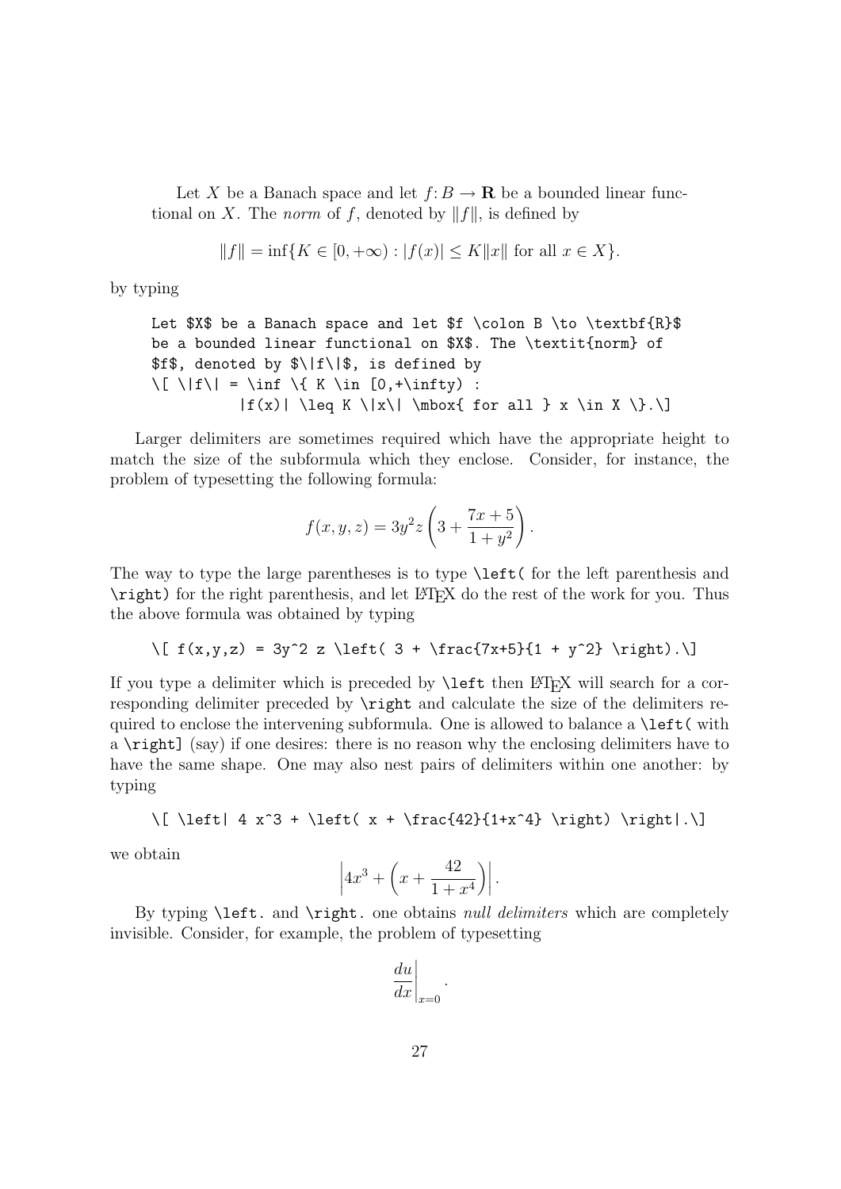Let $X$ be a Banach space and let $f \colon B \to \textbf{R}$ be a bounded linear functional on $X$. The *norm* of $f$, denoted by $\|f\|$, is defined by

$$\|f\| = \inf \{ K \in [0,+\infty) : |f(x)| \leq K \|x\| \mbox{ for all } x \in X \}.$$

by typing

```
Let $X$ be a Banach space and let $f \colon B \to \textbf{R}$
be a bounded linear functional on $X$. The \textit{norm} of
$f$, denoted by $\|f\|$, is defined by
\[ \|f\| = \inf \{ K \in [0,+\infty) :
          |f(x)| \leq K \|x\| \mbox{ for all } x \in X \}.\]
```

Larger delimiters are sometimes required which have the appropriate height to match the size of the subformula which they enclose. Consider, for instance, the problem of typesetting the following formula:

$$f(x,y,z) = 3y^2 z \left( 3 + \frac{7x+5}{1 + y^2} \right).$$

The way to type the large parentheses is to type `\left(` for the left parenthesis and `\right)` for the right parenthesis, and let LaTeX do the rest of the work for you. Thus the above formula was obtained by typing

```
\[ f(x,y,z) = 3y^2 z \left( 3 + \frac{7x+5}{1 + y^2} \right).\]
```

If you type a delimiter which is preceded by `\left` then LaTeX will search for a corresponding delimiter preceded by `\right` and calculate the size of the delimiters required to enclose the intervening subformula. One is allowed to balance a `\left(` with a `\right]` (say) if one desires: there is no reason why the enclosing delimiters have to have the same shape. One may also nest pairs of delimiters within one another: by typing

```
\[ \left| 4 x^3 + \left( x + \frac{42}{1+x^4} \right) \right|.\]
```

we obtain

$$\left| 4 x^3 + \left( x + \frac{42}{1+x^4} \right) \right|.$$

By typing `\left.` and `\right.` one obtains *null delimiters* which are completely invisible. Consider, for example, the problem of typesetting

$$\left. \frac{du}{dx} \right|_{x=0}.$$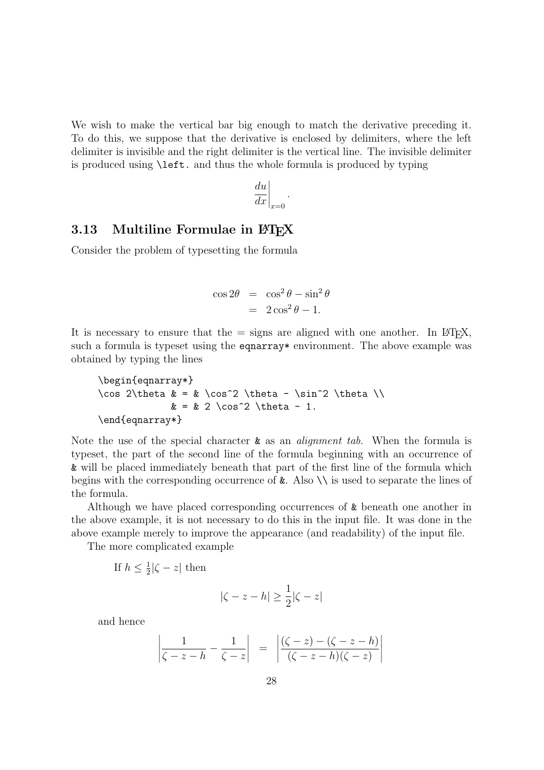We wish to make the vertical bar big enough to match the derivative preceding it. To do this, we suppose that the derivative is enclosed by delimiters, where the left delimiter is invisible and the right delimiter is the vertical line. The invisible delimiter is produced using `\left.` and thus the whole formula is produced by typing

$$\left.\frac{du}{dx}\right|_{x=0}.$$

### 3.13 Multiline Formulae in LaTeX

Consider the problem of typesetting the formula

$$\begin{aligned}\cos 2\theta &= \cos^2\theta - \sin^2\theta \\ &= 2\cos^2\theta - 1.\end{aligned}$$

It is necessary to ensure that the = signs are aligned with one another. In LaTeX, such a formula is typeset using the `eqnarray*` environment. The above example was obtained by typing the lines

```
\begin{eqnarray*}
\cos 2\theta & = & \cos^2 \theta - \sin^2 \theta \\
             & = & 2 \cos^2 \theta - 1.
\end{eqnarray*}
```

Note the use of the special character `&` as an *alignment tab*. When the formula is typeset, the part of the second line of the formula beginning with an occurrence of `&` will be placed immediately beneath that part of the first line of the formula which begins with the corresponding occurrence of `&`. Also `\\` is used to separate the lines of the formula.

Although we have placed corresponding occurrences of `&` beneath one another in the above example, it is not necessary to do this in the input file. It was done in the above example merely to improve the appearance (and readability) of the input file.

The more complicated example

> If $h \leq \frac{1}{2}|\zeta - z|$ then
>
> $$|\zeta - z - h| \geq \frac{1}{2}|\zeta - z|$$
>
> and hence
>
> $$\left|\frac{1}{\zeta - z - h} - \frac{1}{\zeta - z}\right| = \left|\frac{(\zeta - z) - (\zeta - z - h)}{(\zeta - z - h)(\zeta - z)}\right|$$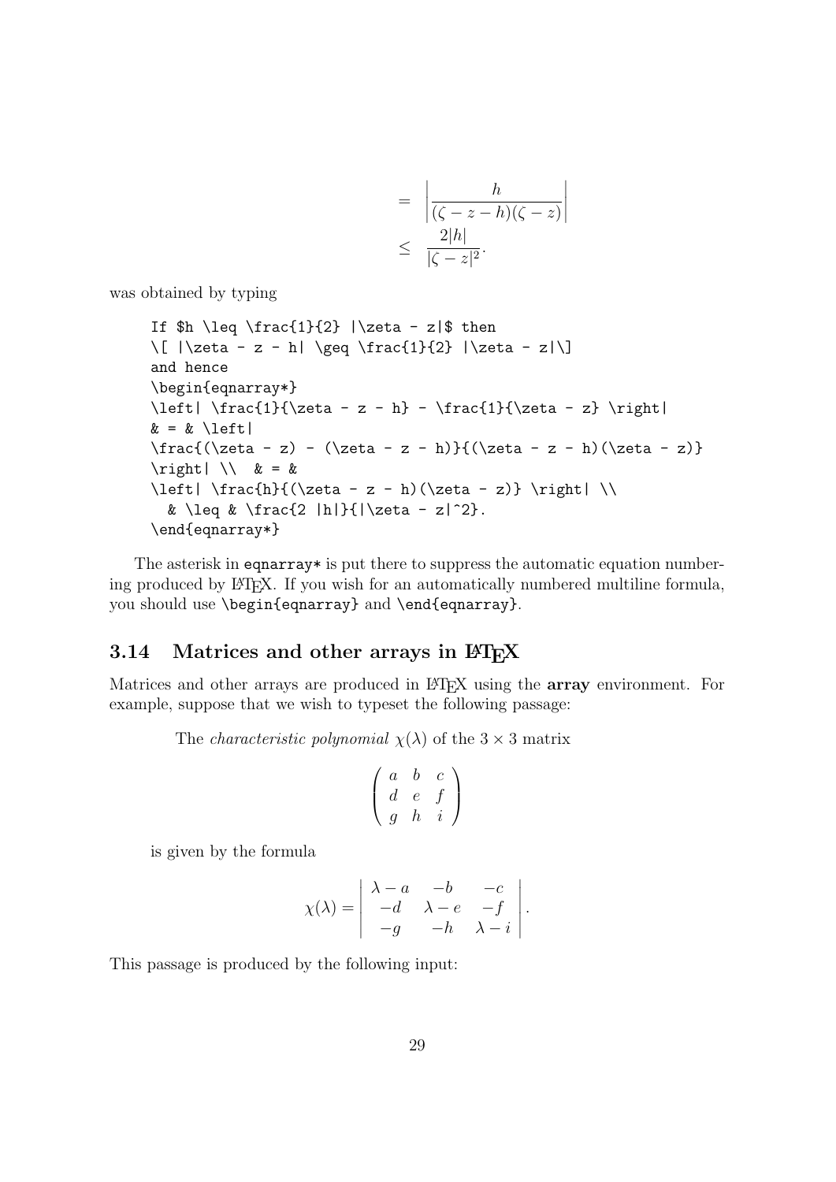$$
\begin{aligned}
&= \left| \frac{h}{(\zeta - z - h)(\zeta - z)} \right| \\
&\leq \frac{2|h|}{|\zeta - z|^2}.
\end{aligned}
$$

was obtained by typing

```
If $h \leq \frac{1}{2} |\zeta - z|$ then
\[ |\zeta - z - h| \geq \frac{1}{2} |\zeta - z|\]
and hence
\begin{eqnarray*}
\left| \frac{1}{\zeta - z - h} - \frac{1}{\zeta - z} \right|
& = & \left|
\frac{(\zeta - z) - (\zeta - z - h)}{(\zeta - z - h)(\zeta - z)}
\right| \\  & = &
\left| \frac{h}{(\zeta - z - h)(\zeta - z)} \right| \\
  & \leq & \frac{2 |h|}{|\zeta - z|^2}.
\end{eqnarray*}
```

The asterisk in `eqnarray*` is put there to suppress the automatic equation numbering produced by LaTeX. If you wish for an automatically numbered multiline formula, you should use `\begin{eqnarray}` and `\end{eqnarray}`.

## 3.14 Matrices and other arrays in LaTeX

Matrices and other arrays are produced in LaTeX using the **array** environment. For example, suppose that we wish to typeset the following passage:

> The *characteristic polynomial* $\chi(\lambda)$ of the $3 \times 3$ matrix
>
> $$\left( \begin{array}{ccc} a & b & c \\ d & e & f \\ g & h & i \end{array} \right)$$
>
> is given by the formula
>
> $$\chi(\lambda) = \left| \begin{array}{ccc} \lambda - a & -b & -c \\ -d & \lambda - e & -f \\ -g & -h & \lambda - i \end{array} \right|.$$

This passage is produced by the following input: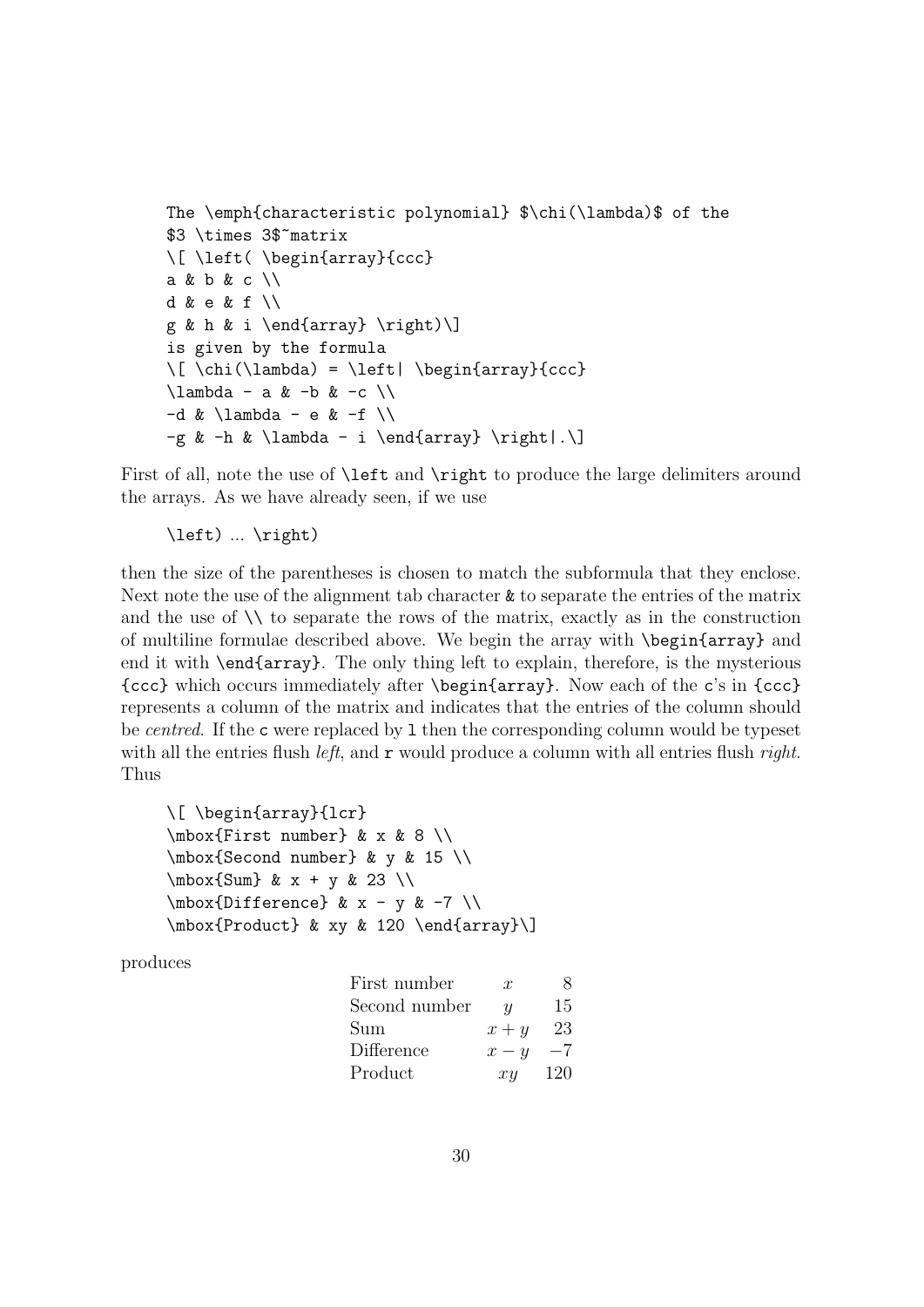```
The \emph{characteristic polynomial} $\chi(\lambda)$ of the
$3 \times 3$~matrix
\[ \left( \begin{array}{ccc}
a & b & c \\
d & e & f \\
g & h & i \end{array} \right)\]
is given by the formula
\[ \chi(\lambda) = \left| \begin{array}{ccc}
\lambda - a & -b & -c \\
-d & \lambda - e & -f \\
-g & -h & \lambda - i \end{array} \right|.\]
```

First of all, note the use of `\left` and `\right` to produce the large delimiters around the arrays. As we have already seen, if we use

```
\left) ... \right)
```

then the size of the parentheses is chosen to match the subformula that they enclose. Next note the use of the alignment tab character `&` to separate the entries of the matrix and the use of `\\` to separate the rows of the matrix, exactly as in the construction of multiline formulae described above. We begin the array with `\begin{array}` and end it with `\end{array}`. The only thing left to explain, therefore, is the mysterious `{ccc}` which occurs immediately after `\begin{array}`. Now each of the `c`'s in `{ccc}` represents a column of the matrix and indicates that the entries of the column should be *centred*. If the `c` were replaced by `l` then the corresponding column would be typeset with all the entries flush *left*, and `r` would produce a column with all entries flush *right*. Thus

```
\[ \begin{array}{lcr}
\mbox{First number} & x & 8 \\
\mbox{Second number} & y & 15 \\
\mbox{Sum} & x + y & 23 \\
\mbox{Difference} & x - y & -7 \\
\mbox{Product} & xy & 120 \end{array}\]
```

produces

$$\begin{array}{lcr}
\mbox{First number} & x & 8 \\
\mbox{Second number} & y & 15 \\
\mbox{Sum} & x + y & 23 \\
\mbox{Difference} & x - y & -7 \\
\mbox{Product} & xy & 120 \end{array}$$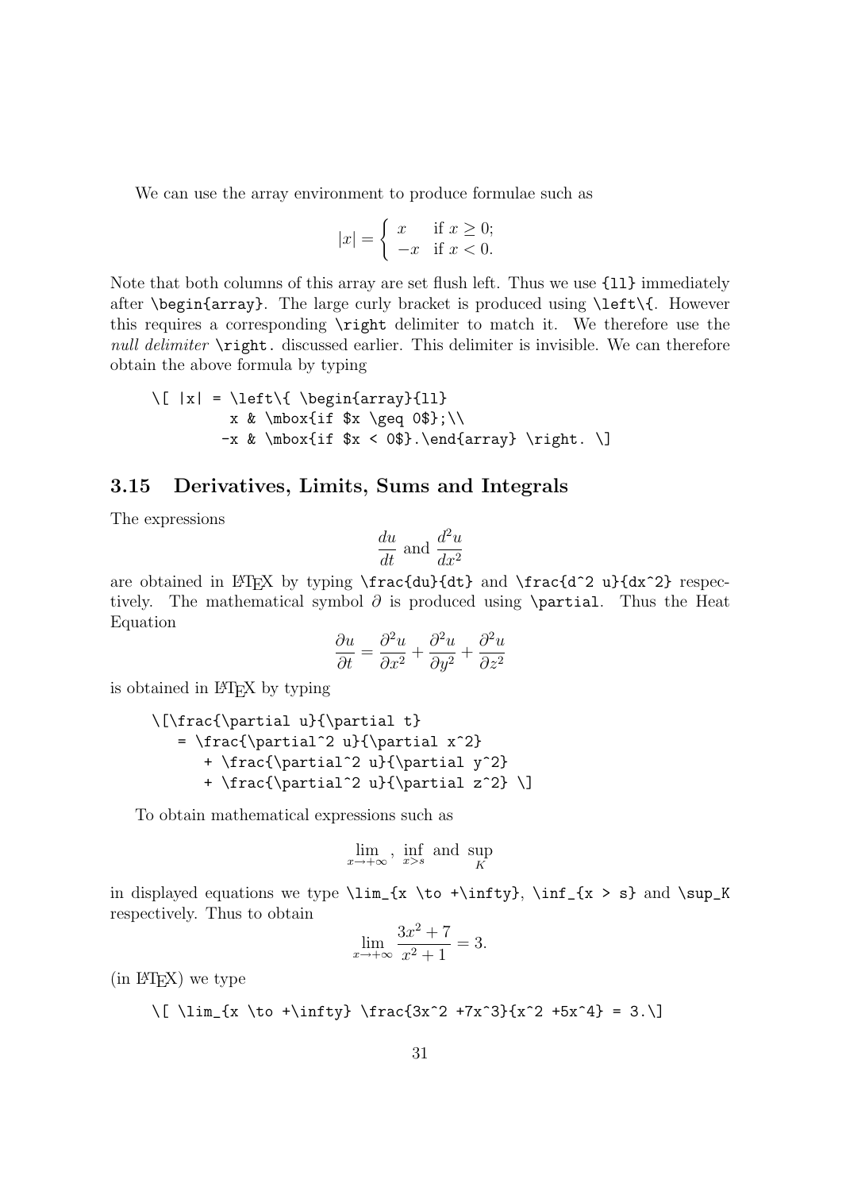We can use the array environment to produce formulae such as

$$|x| = \left\{ \begin{array}{ll} x & \mbox{if } x \geq 0; \\ -x & \mbox{if } x < 0. \end{array} \right.$$

Note that both columns of this array are set flush left. Thus we use `{ll}` immediately after `\begin{array}`. The large curly bracket is produced using `\left\{`. However this requires a corresponding `\right` delimiter to match it. We therefore use the *null delimiter* `\right.` discussed earlier. This delimiter is invisible. We can therefore obtain the above formula by typing

```
\[ |x| = \left\{ \begin{array}{ll}
         x & \mbox{if $x \geq 0$};\\
        -x & \mbox{if $x < 0$}.\end{array} \right. \]
```

## 3.15 Derivatives, Limits, Sums and Integrals

The expressions

$$\frac{du}{dt} \text{ and } \frac{d^2 u}{dx^2}$$

are obtained in LaTeX by typing `\frac{du}{dt}` and `\frac{d^2 u}{dx^2}` respectively. The mathematical symbol $\partial$ is produced using `\partial`. Thus the Heat Equation

$$\frac{\partial u}{\partial t} = \frac{\partial^2 u}{\partial x^2} + \frac{\partial^2 u}{\partial y^2} + \frac{\partial^2 u}{\partial z^2}$$

is obtained in LaTeX by typing

```
\[\frac{\partial u}{\partial t}
   = \frac{\partial^2 u}{\partial x^2}
      + \frac{\partial^2 u}{\partial y^2}
      + \frac{\partial^2 u}{\partial z^2} \]
```

To obtain mathematical expressions such as

$$\lim_{x \to +\infty}, \ \inf_{x > s} \text{ and } \sup_K$$

in displayed equations we type `\lim_{x \to +\infty}`, `\inf_{x > s}` and `\sup_K` respectively. Thus to obtain

$$\lim_{x \to +\infty} \frac{3x^2 + 7}{x^2 + 1} = 3.$$

(in LaTeX) we type

```
\[ \lim_{x \to +\infty} \frac{3x^2 +7x^3}{x^2 +5x^4} = 3.\]
```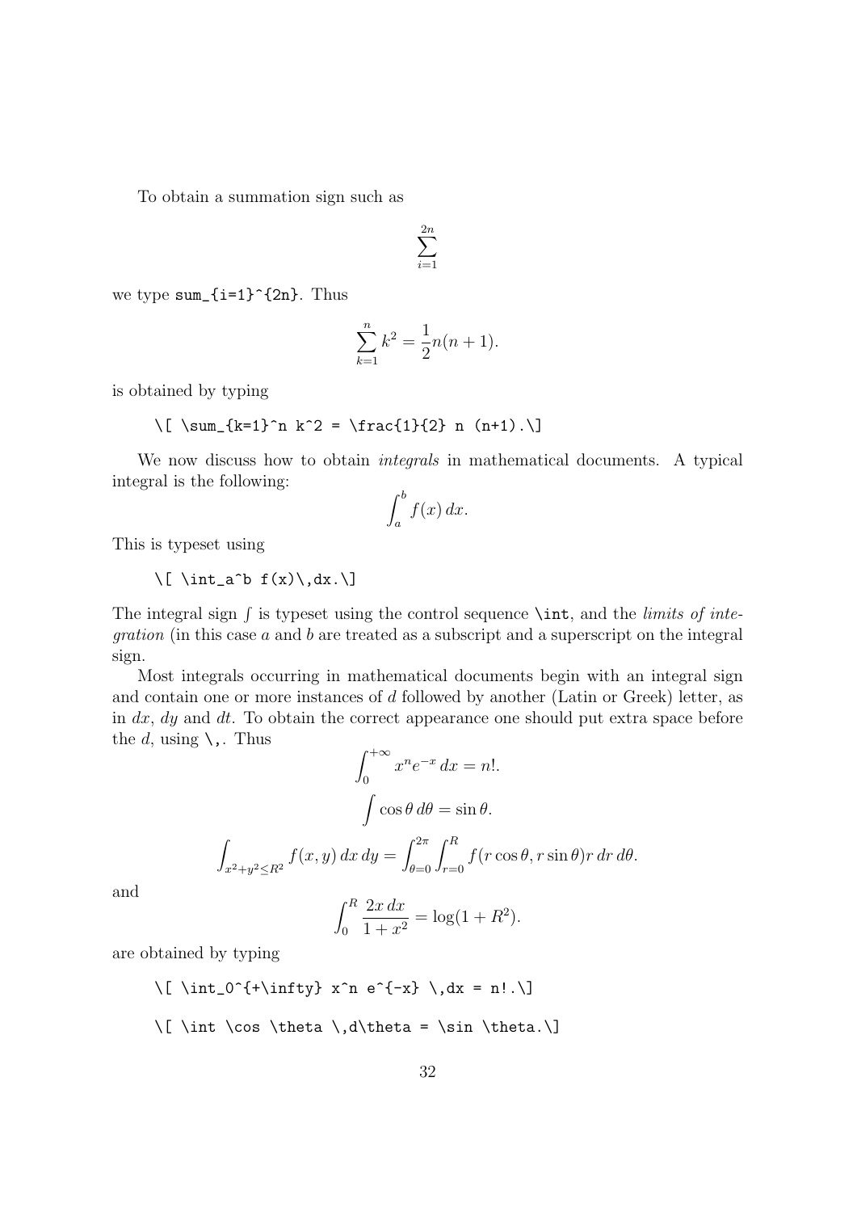To obtain a summation sign such as

$$\sum_{i=1}^{2n}$$

we type `sum_{i=1}^{2n}`. Thus

$$\sum_{k=1}^n k^2 = \frac{1}{2} n (n+1).$$

is obtained by typing

```
\[ \sum_{k=1}^n k^2 = \frac{1}{2} n (n+1).\]
```

We now discuss how to obtain *integrals* in mathematical documents. A typical integral is the following:

$$\int_a^b f(x)\,dx.$$

This is typeset using

```
\[ \int_a^b f(x)\,dx.\]
```

The integral sign $\int$ is typeset using the control sequence `\int`, and the *limits of integration* (in this case $a$ and $b$ are treated as a subscript and a superscript on the integral sign.

Most integrals occurring in mathematical documents begin with an integral sign and contain one or more instances of $d$ followed by another (Latin or Greek) letter, as in $dx$, $dy$ and $dt$. To obtain the correct appearance one should put extra space before the $d$, using `\,`. Thus

$$\int_0^{+\infty} x^n e^{-x} \,dx = n!.$$

$$\int \cos \theta \,d\theta = \sin \theta.$$

$$\int_{x^2 + y^2 \leq R^2} f(x,y)\,dx\,dy = \int_{\theta=0}^{2\pi} \int_{r=0}^R f(r\cos\theta, r\sin\theta) r\,dr\,d\theta.$$

and

$$\int_0^R \frac{2x\,dx}{1+x^2} = \log(1+R^2).$$

are obtained by typing

```
\[ \int_0^{+\infty} x^n e^{-x} \,dx = n!.\]

\[ \int \cos \theta \,d\theta = \sin \theta.\]
```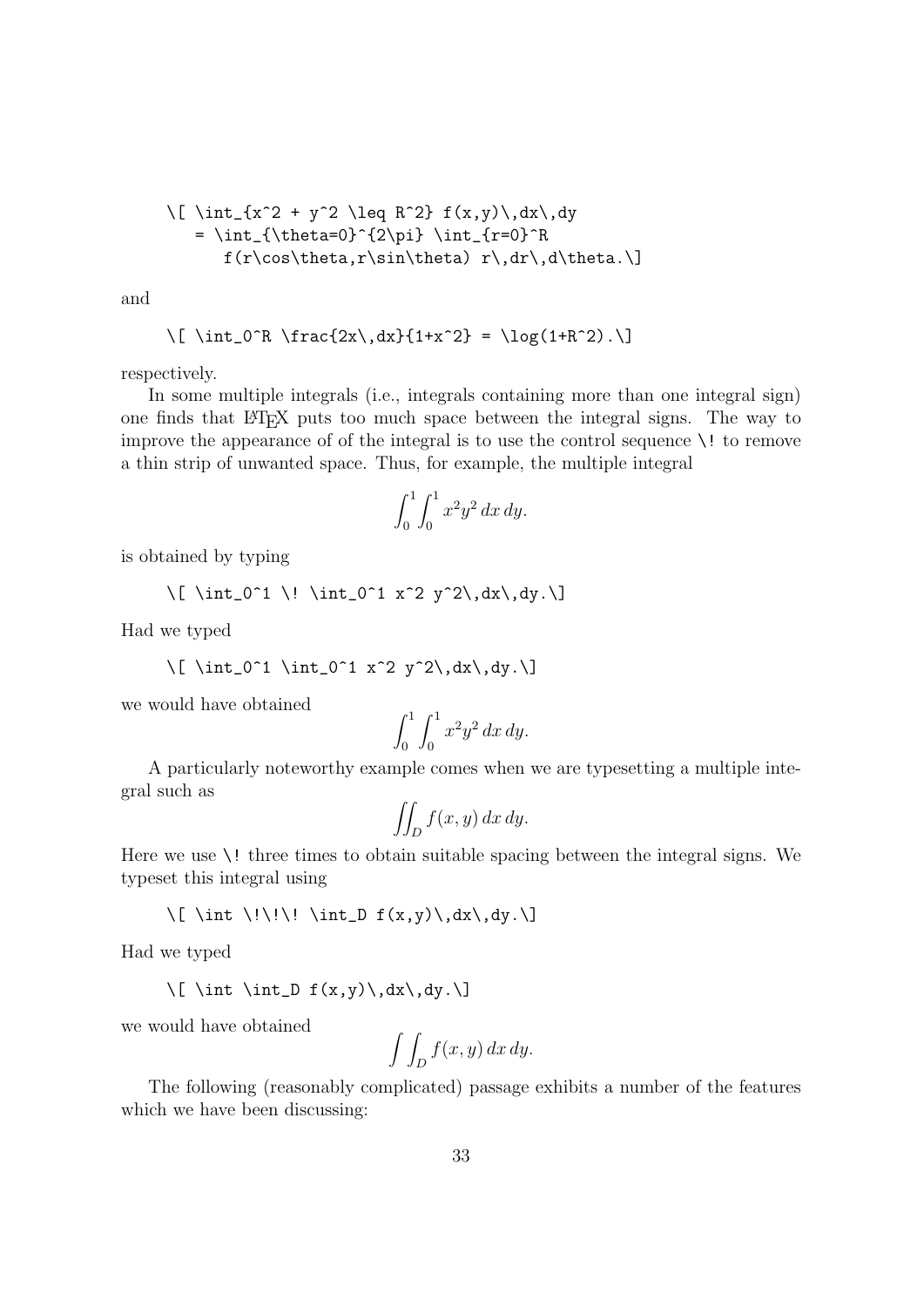```
\[ \int_{x^2 + y^2 \leq R^2} f(x,y)\,dx\,dy
   = \int_{\theta=0}^{2\pi} \int_{r=0}^R
      f(r\cos\theta,r\sin\theta) r\,dr\,d\theta.\]
```

and

```
\[ \int_0^R \frac{2x\,dx}{1+x^2} = \log(1+R^2).\]
```

respectively.

In some multiple integrals (i.e., integrals containing more than one integral sign) one finds that LaTeX puts too much space between the integral signs. The way to improve the appearance of of the integral is to use the control sequence `\!` to remove a thin strip of unwanted space. Thus, for example, the multiple integral

$$\int_0^1 \! \int_0^1 x^2 y^2\,dx\,dy.$$

is obtained by typing

```
\[ \int_0^1 \! \int_0^1 x^2 y^2\,dx\,dy.\]
```

Had we typed

```
\[ \int_0^1 \int_0^1 x^2 y^2\,dx\,dy.\]
```

we would have obtained

$$\int_0^1 \int_0^1 x^2 y^2\,dx\,dy.$$

A particularly noteworthy example comes when we are typesetting a multiple integral such as

$$\int \!\!\! \int_D f(x,y)\,dx\,dy.$$

Here we use `\!` three times to obtain suitable spacing between the integral signs. We typeset this integral using

```
\[ \int \!\!\! \int_D f(x,y)\,dx\,dy.\]
```

Had we typed

```
\[ \int \int_D f(x,y)\,dx\,dy.\]
```

we would have obtained

$$\int \int_D f(x,y)\,dx\,dy.$$

The following (reasonably complicated) passage exhibits a number of the features which we have been discussing: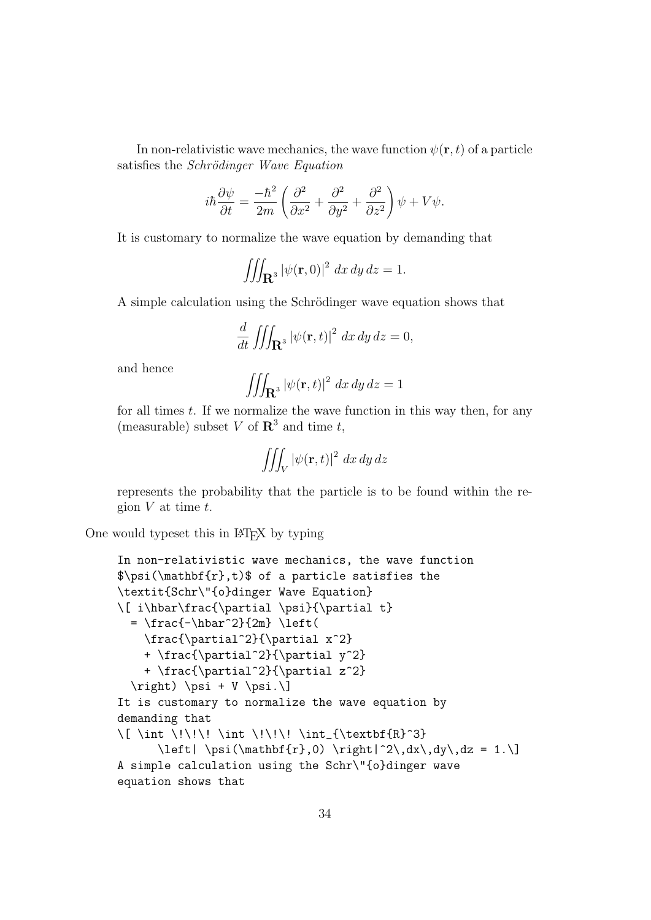In non-relativistic wave mechanics, the wave function $\psi(\mathbf{r},t)$ of a particle satisfies the *Schrödinger Wave Equation*

$$i\hbar\frac{\partial \psi}{\partial t} = \frac{-\hbar^2}{2m} \left( \frac{\partial^2}{\partial x^2} + \frac{\partial^2}{\partial y^2} + \frac{\partial^2}{\partial z^2} \right) \psi + V \psi.$$

It is customary to normalize the wave equation by demanding that

$$\int \!\!\! \int \!\!\! \int_{\textbf{R}^3} \left| \psi(\mathbf{r},0) \right|^2\,dx\,dy\,dz = 1.$$

A simple calculation using the Schrödinger wave equation shows that

$$\frac{d}{dt} \int \!\!\! \int \!\!\! \int_{\textbf{R}^3} \left| \psi(\mathbf{r},t) \right|^2\,dx\,dy\,dz = 0,$$

and hence

$$\int \!\!\! \int \!\!\! \int_{\textbf{R}^3} \left| \psi(\mathbf{r},t) \right|^2\,dx\,dy\,dz = 1$$

for all times $t$. If we normalize the wave function in this way then, for any (measurable) subset $V$ of $\mathbf{R}^3$ and time $t$,

$$\int \!\!\! \int \!\!\! \int_{V} \left| \psi(\mathbf{r},t) \right|^2\,dx\,dy\,dz$$

represents the probability that the particle is to be found within the region $V$ at time $t$.

One would typeset this in LaTeX by typing

```
In non-relativistic wave mechanics, the wave function
$\psi(\mathbf{r},t)$ of a particle satisfies the
\textit{Schr\"{o}dinger Wave Equation}
\[ i\hbar\frac{\partial \psi}{\partial t}
  = \frac{-\hbar^2}{2m} \left(
    \frac{\partial^2}{\partial x^2}
    + \frac{\partial^2}{\partial y^2}
    + \frac{\partial^2}{\partial z^2}
  \right) \psi + V \psi.\]
It is customary to normalize the wave equation by
demanding that
\[ \int \!\!\! \int \!\!\! \int_{\textbf{R}^3}
      \left| \psi(\mathbf{r},0) \right|^2\,dx\,dy\,dz = 1.\]
A simple calculation using the Schr\"{o}dinger wave
equation shows that
```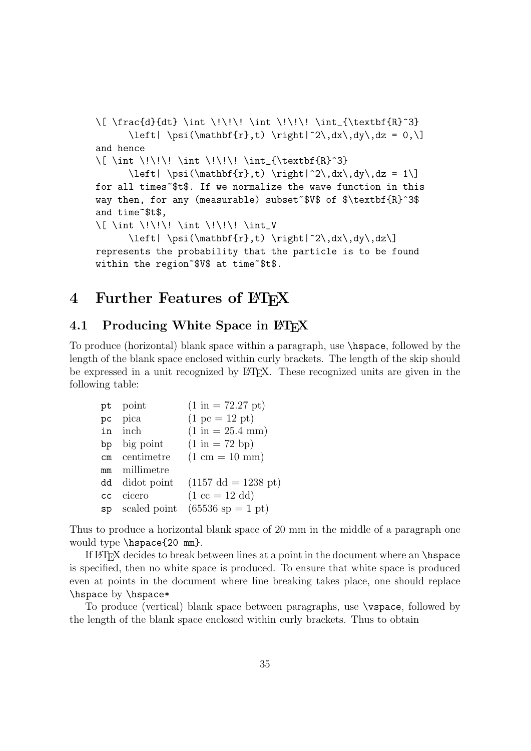```
\[ \frac{d}{dt} \int \!\!\! \int \!\!\! \int_{\textbf{R}^3}
      \left| \psi(\mathbf{r},t) \right|^2\,dx\,dy\,dz = 0,\]
and hence
\[ \int \!\!\! \int \!\!\! \int_{\textbf{R}^3}
      \left| \psi(\mathbf{r},t) \right|^2\,dx\,dy\,dz = 1\]
for all times~$t$. If we normalize the wave function in this
way then, for any (measurable) subset~$V$ of $\textbf{R}^3$
and time~$t$,
\[ \int \!\!\! \int \!\!\! \int_V
      \left| \psi(\mathbf{r},t) \right|^2\,dx\,dy\,dz\]
represents the probability that the particle is to be found
within the region~$V$ at time~$t$.
```

# 4 Further Features of LaTeX

## 4.1 Producing White Space in LaTeX

To produce (horizontal) blank space within a paragraph, use `\hspace`, followed by the length of the blank space enclosed within curly brackets. The length of the skip should be expressed in a unit recognized by LaTeX. These recognized units are given in the following table:

| | | |
|---|---|---|
| `pt` | point | (1 in = 72.27 pt) |
| `pc` | pica | (1 pc = 12 pt) |
| `in` | inch | (1 in = 25.4 mm) |
| `bp` | big point | (1 in = 72 bp) |
| `cm` | centimetre | (1 cm = 10 mm) |
| `mm` | millimetre | |
| `dd` | didot point | (1157 dd = 1238 pt) |
| `cc` | cicero | (1 cc = 12 dd) |
| `sp` | scaled point | (65536 sp = 1 pt) |

Thus to produce a horizontal blank space of 20 mm in the middle of a paragraph one would type `\hspace{20 mm}`.

If LaTeX decides to break between lines at a point in the document where an `\hspace` is specified, then no white space is produced. To ensure that white space is produced even at points in the document where line breaking takes place, one should replace `\hspace` by `\hspace*`

To produce (vertical) blank space between paragraphs, use `\vspace`, followed by the length of the blank space enclosed within curly brackets. Thus to obtain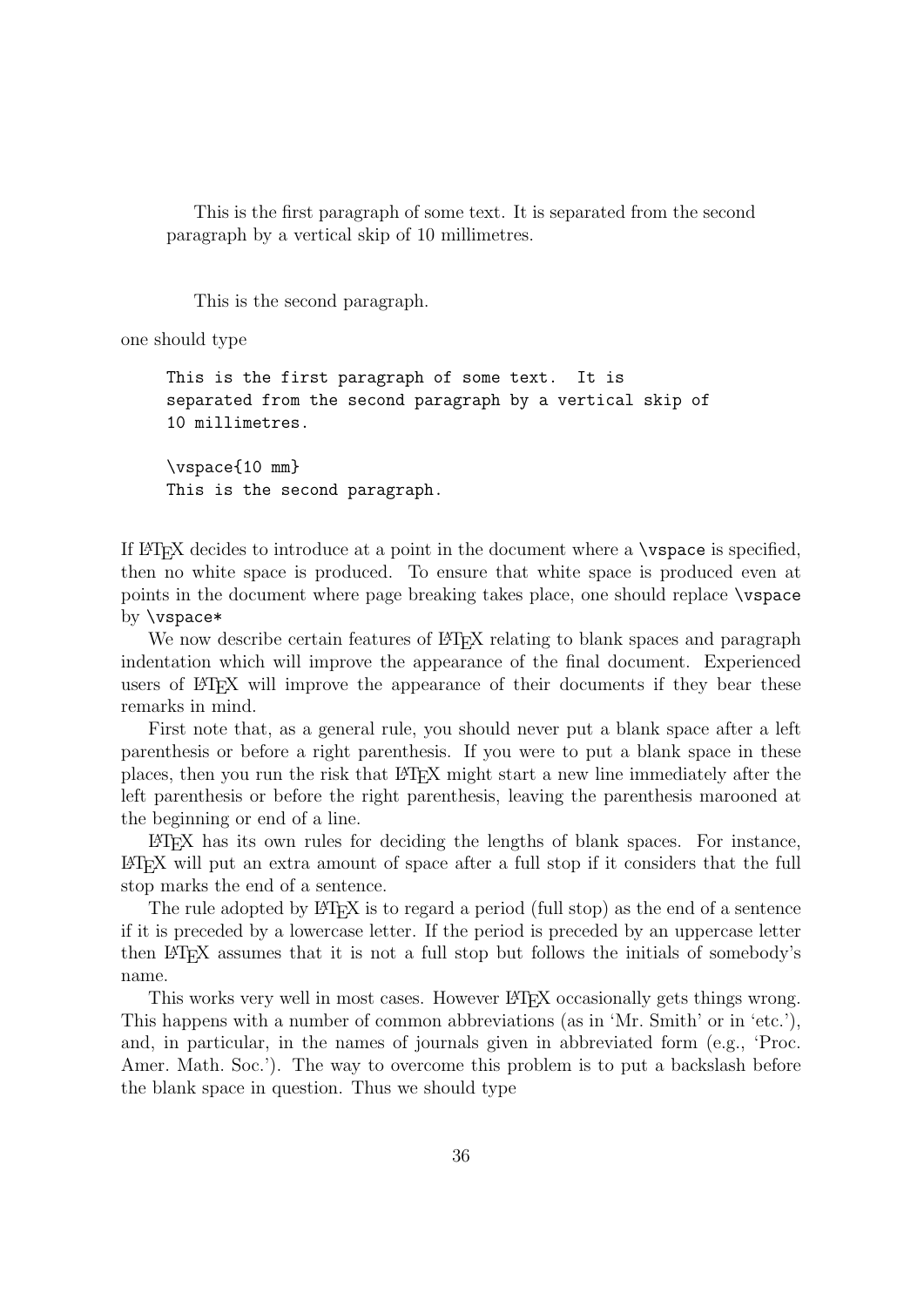This is the first paragraph of some text. It is separated from the second paragraph by a vertical skip of 10 millimetres.

This is the second paragraph.

one should type

```
This is the first paragraph of some text.  It is
separated from the second paragraph by a vertical skip of
10 millimetres.

\vspace{10 mm}
This is the second paragraph.
```

If LaTeX decides to introduce at a point in the document where a `\vspace` is specified, then no white space is produced. To ensure that white space is produced even at points in the document where page breaking takes place, one should replace `\vspace` by `\vspace*`

We now describe certain features of LaTeX relating to blank spaces and paragraph indentation which will improve the appearance of the final document. Experienced users of LaTeX will improve the appearance of their documents if they bear these remarks in mind.

First note that, as a general rule, you should never put a blank space after a left parenthesis or before a right parenthesis. If you were to put a blank space in these places, then you run the risk that LaTeX might start a new line immediately after the left parenthesis or before the right parenthesis, leaving the parenthesis marooned at the beginning or end of a line.

LaTeX has its own rules for deciding the lengths of blank spaces. For instance, LaTeX will put an extra amount of space after a full stop if it considers that the full stop marks the end of a sentence.

The rule adopted by LaTeX is to regard a period (full stop) as the end of a sentence if it is preceded by a lowercase letter. If the period is preceded by an uppercase letter then LaTeX assumes that it is not a full stop but follows the initials of somebody's name.

This works very well in most cases. However LaTeX occasionally gets things wrong. This happens with a number of common abbreviations (as in 'Mr. Smith' or in 'etc.'), and, in particular, in the names of journals given in abbreviated form (e.g., 'Proc. Amer. Math. Soc.'). The way to overcome this problem is to put a backslash before the blank space in question. Thus we should type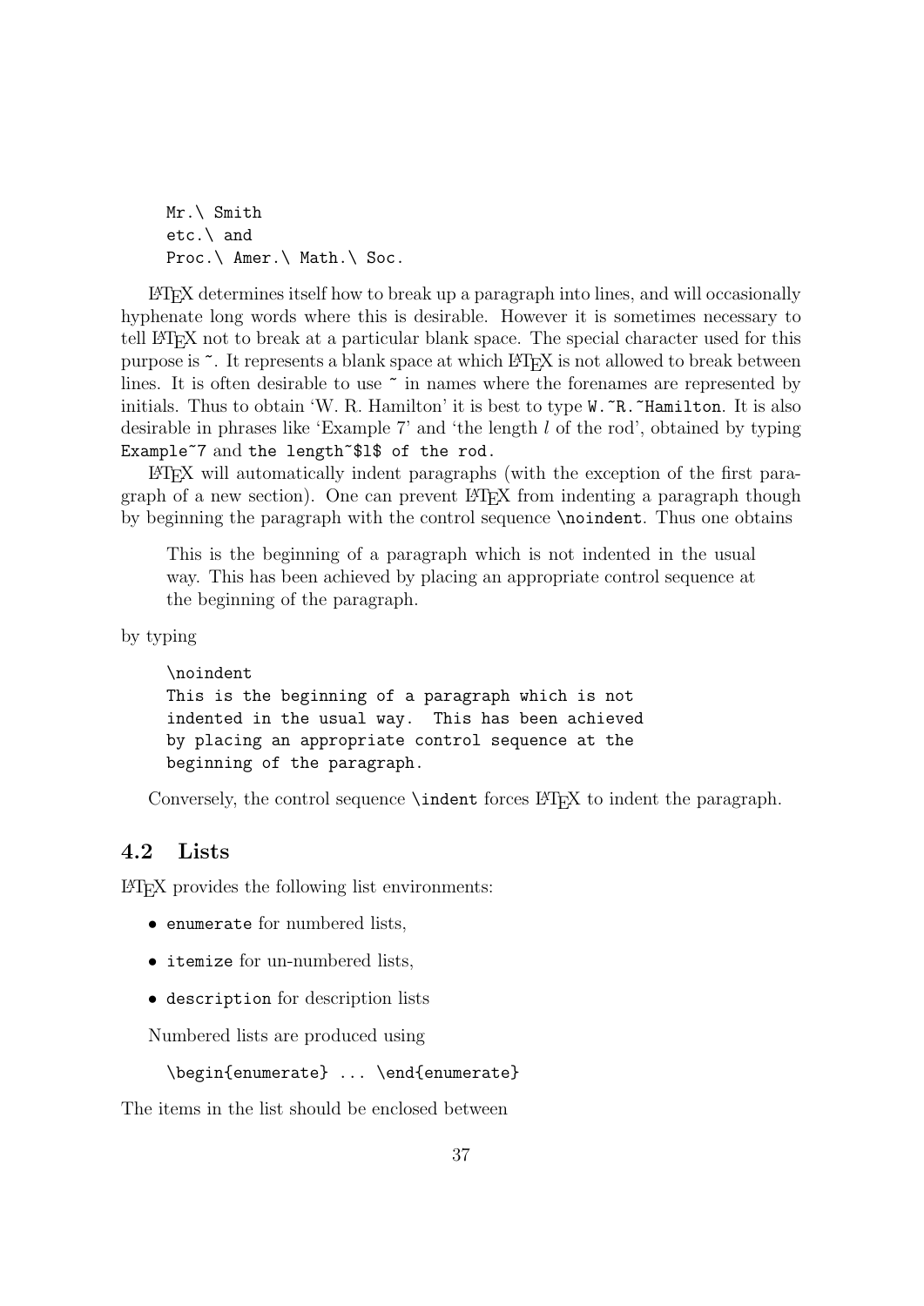```
Mr.\ Smith
etc.\ and
Proc.\ Amer.\ Math.\ Soc.
```

LaTeX determines itself how to break up a paragraph into lines, and will occasionally hyphenate long words where this is desirable. However it is sometimes necessary to tell LaTeX not to break at a particular blank space. The special character used for this purpose is `~`. It represents a blank space at which LaTeX is not allowed to break between lines. It is often desirable to use `~` in names where the forenames are represented by initials. Thus to obtain 'W. R. Hamilton' it is best to type `W.~R.~Hamilton`. It is also desirable in phrases like 'Example 7' and 'the length $l$ of the rod', obtained by typing `Example~7` and `the length~$l$ of the rod.`

LaTeX will automatically indent paragraphs (with the exception of the first paragraph of a new section). One can prevent LaTeX from indenting a paragraph though by beginning the paragraph with the control sequence `\noindent`. Thus one obtains

> This is the beginning of a paragraph which is not indented in the usual way. This has been achieved by placing an appropriate control sequence at the beginning of the paragraph.

by typing

```
\noindent
This is the beginning of a paragraph which is not
indented in the usual way.  This has been achieved
by placing an appropriate control sequence at the
beginning of the paragraph.
```

Conversely, the control sequence `\indent` forces LaTeX to indent the paragraph.

## 4.2 Lists

LaTeX provides the following list environments:

- `enumerate` for numbered lists,
- `itemize` for un-numbered lists,
- `description` for description lists

Numbered lists are produced using

```
\begin{enumerate} ... \end{enumerate}
```

The items in the list should be enclosed between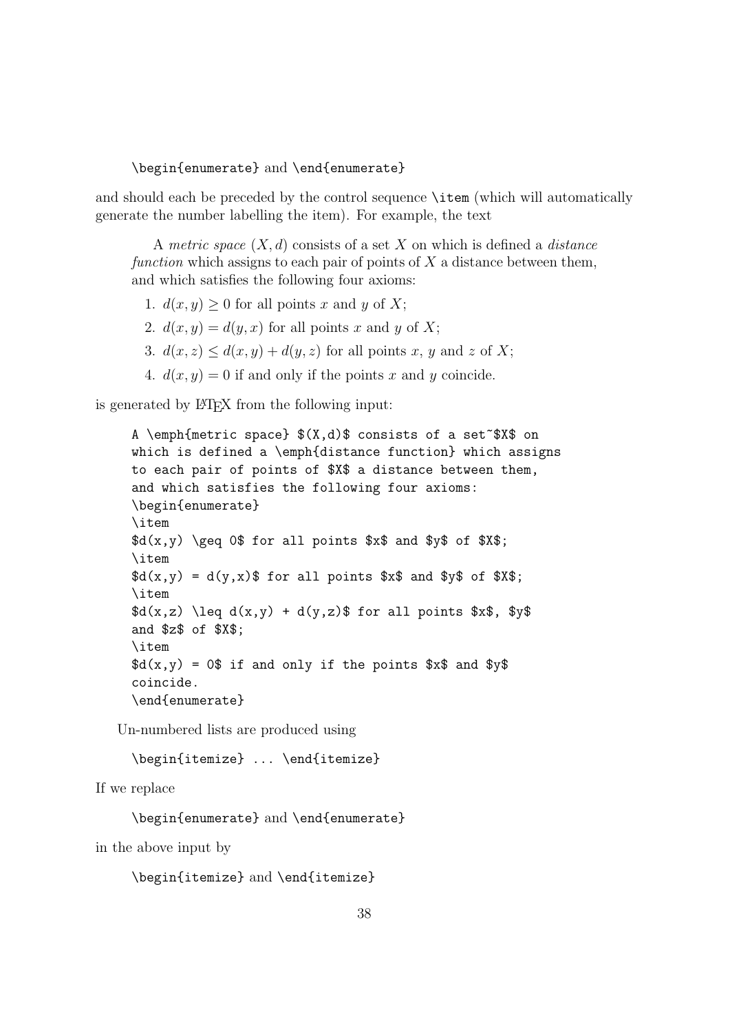```
\begin{enumerate} and \end{enumerate}
```

and should each be preceded by the control sequence `\item` (which will automatically generate the number labelling the item). For example, the text

> A *metric space* $(X, d)$ consists of a set $X$ on which is defined a *distance function* which assigns to each pair of points of $X$ a distance between them, and which satisfies the following four axioms:
>
> 1. $d(x, y) \geq 0$ for all points $x$ and $y$ of $X$;
> 2. $d(x, y) = d(y, x)$ for all points $x$ and $y$ of $X$;
> 3. $d(x, z) \leq d(x, y) + d(y, z)$ for all points $x$, $y$ and $z$ of $X$;
> 4. $d(x, y) = 0$ if and only if the points $x$ and $y$ coincide.

is generated by LaTeX from the following input:

```
A \emph{metric space} $(X,d)$ consists of a set~$X$ on
which is defined a \emph{distance function} which assigns
to each pair of points of $X$ a distance between them,
and which satisfies the following four axioms:
\begin{enumerate}
\item
$d(x,y) \geq 0$ for all points $x$ and $y$ of $X$;
\item
$d(x,y) = d(y,x)$ for all points $x$ and $y$ of $X$;
\item
$d(x,z) \leq d(x,y) + d(y,z)$ for all points $x$, $y$
and $z$ of $X$;
\item
$d(x,y) = 0$ if and only if the points $x$ and $y$
coincide.
\end{enumerate}
```

Un-numbered lists are produced using

```
\begin{itemize} ... \end{itemize}
```

If we replace

```
\begin{enumerate} and \end{enumerate}
```

in the above input by

```
\begin{itemize} and \end{itemize}
```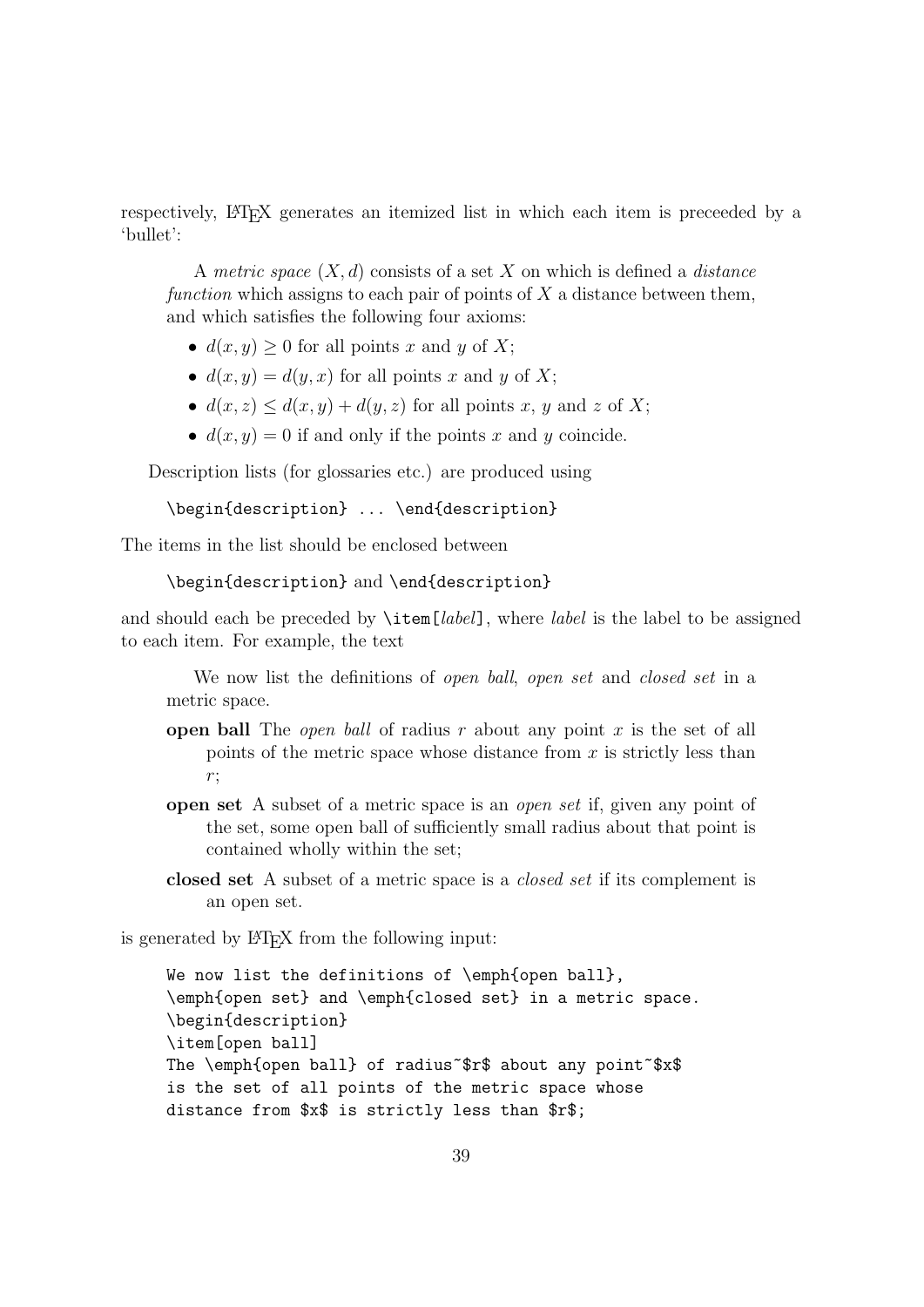respectively, LaTeX generates an itemized list in which each item is preceeded by a 'bullet':

> A *metric space* $(X, d)$ consists of a set $X$ on which is defined a *distance function* which assigns to each pair of points of $X$ a distance between them, and which satisfies the following four axioms:
>
> - $d(x, y) \geq 0$ for all points $x$ and $y$ of $X$;
> - $d(x, y) = d(y, x)$ for all points $x$ and $y$ of $X$;
> - $d(x, z) \leq d(x, y) + d(y, z)$ for all points $x$, $y$ and $z$ of $X$;
> - $d(x, y) = 0$ if and only if the points $x$ and $y$ coincide.

Description lists (for glossaries etc.) are produced using

```
\begin{description} ... \end{description}
```

The items in the list should be enclosed between

`\begin{description}` and `\end{description}`

and should each be preceded by `\item[`*label*`]`, where *label* is the label to be assigned to each item. For example, the text

> We now list the definitions of *open ball*, *open set* and *closed set* in a metric space.
>
> **open ball** The *open ball* of radius $r$ about any point $x$ is the set of all points of the metric space whose distance from $x$ is strictly less than $r$;
>
> **open set** A subset of a metric space is an *open set* if, given any point of the set, some open ball of sufficiently small radius about that point is contained wholly within the set;
>
> **closed set** A subset of a metric space is a *closed set* if its complement is an open set.

is generated by LaTeX from the following input:

```
We now list the definitions of \emph{open ball},
\emph{open set} and \emph{closed set} in a metric space.
\begin{description}
\item[open ball]
The \emph{open ball} of radius~$r$ about any point~$x$
is the set of all points of the metric space whose
distance from $x$ is strictly less than $r$;
```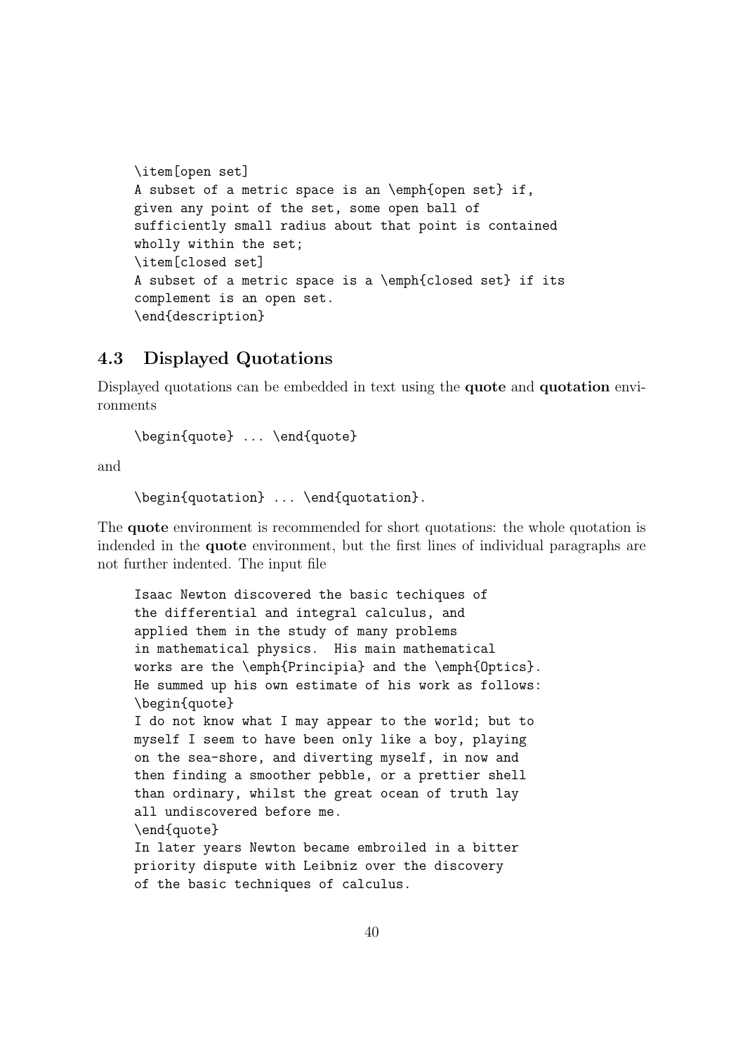```
\item[open set]
A subset of a metric space is an \emph{open set} if,
given any point of the set, some open ball of
sufficiently small radius about that point is contained
wholly within the set;
\item[closed set]
A subset of a metric space is a \emph{closed set} if its
complement is an open set.
\end{description}
```

### 4.3 Displayed Quotations

Displayed quotations can be embedded in text using the **quote** and **quotation** environments

```
\begin{quote} ... \end{quote}
```

and

```
\begin{quotation} ... \end{quotation}.
```

The **quote** environment is recommended for short quotations: the whole quotation is indended in the **quote** environment, but the first lines of individual paragraphs are not further indented. The input file

```
Isaac Newton discovered the basic techiques of
the differential and integral calculus, and
applied them in the study of many problems
in mathematical physics.  His main mathematical
works are the \emph{Principia} and the \emph{Optics}.
He summed up his own estimate of his work as follows:
\begin{quote}
I do not know what I may appear to the world; but to
myself I seem to have been only like a boy, playing
on the sea-shore, and diverting myself, in now and
then finding a smoother pebble, or a prettier shell
than ordinary, whilst the great ocean of truth lay
all undiscovered before me.
\end{quote}
In later years Newton became embroiled in a bitter
priority dispute with Leibniz over the discovery
of the basic techniques of calculus.
```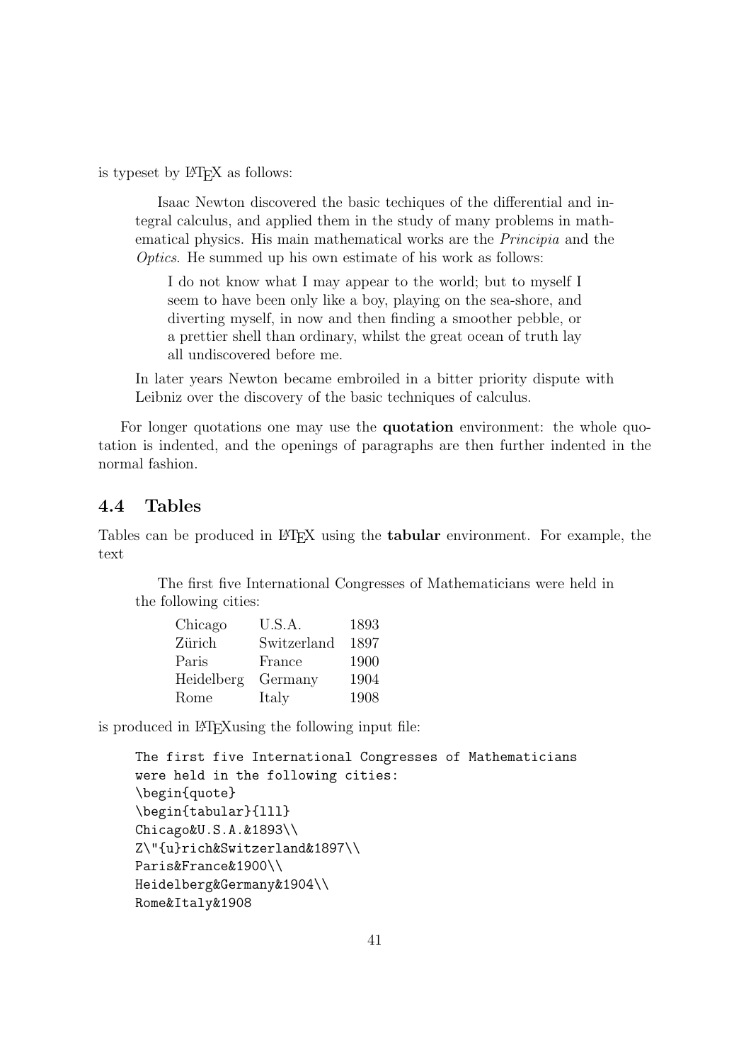is typeset by LaTeX as follows:

> Isaac Newton discovered the basic techiques of the differential and integral calculus, and applied them in the study of many problems in mathematical physics. His main mathematical works are the *Principia* and the *Optics*. He summed up his own estimate of his work as follows:
>
> > I do not know what I may appear to the world; but to myself I seem to have been only like a boy, playing on the sea-shore, and diverting myself, in now and then finding a smoother pebble, or a prettier shell than ordinary, whilst the great ocean of truth lay all undiscovered before me.
>
> In later years Newton became embroiled in a bitter priority dispute with Leibniz over the discovery of the basic techniques of calculus.

For longer quotations one may use the **quotation** environment: the whole quotation is indented, and the openings of paragraphs are then further indented in the normal fashion.

### 4.4 Tables

Tables can be produced in LaTeX using the **tabular** environment. For example, the text

> The first five International Congresses of Mathematicians were held in the following cities:
>
> | | | |
> |---|---|---|
> | Chicago | U.S.A. | 1893 |
> | Zürich | Switzerland | 1897 |
> | Paris | France | 1900 |
> | Heidelberg | Germany | 1904 |
> | Rome | Italy | 1908 |

is produced in LaTeXusing the following input file:

```
The first five International Congresses of Mathematicians
were held in the following cities:
\begin{quote}
\begin{tabular}{lll}
Chicago&U.S.A.&1893\\
Z\"{u}rich&Switzerland&1897\\
Paris&France&1900\\
Heidelberg&Germany&1904\\
Rome&Italy&1908
```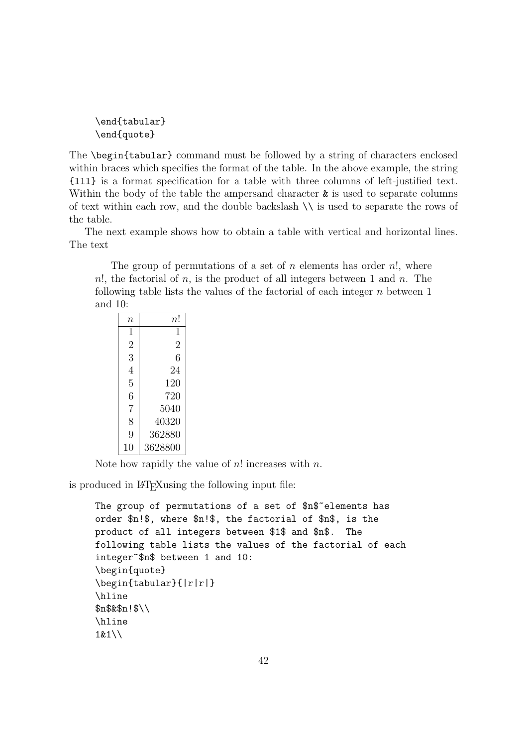```
\end{tabular}
\end{quote}
```

The `\begin{tabular}` command must be followed by a string of characters enclosed within braces which specifies the format of the table. In the above example, the string `{lll}` is a format specification for a table with three columns of left-justified text. Within the body of the table the ampersand character `&` is used to separate columns of text within each row, and the double backslash `\\` is used to separate the rows of the table.

The next example shows how to obtain a table with vertical and horizontal lines. The text

> The group of permutations of a set of $n$ elements has order $n!$, where $n!$, the factorial of $n$, is the product of all integers between 1 and $n$. The following table lists the values of the factorial of each integer $n$ between 1 and 10:
>
> | $n$ | $n!$ |
> |---:|---:|
> | 1 | 1 |
> | 2 | 2 |
> | 3 | 6 |
> | 4 | 24 |
> | 5 | 120 |
> | 6 | 720 |
> | 7 | 5040 |
> | 8 | 40320 |
> | 9 | 362880 |
> | 10 | 3628800 |
>
> Note how rapidly the value of $n!$ increases with $n$.

is produced in LaTeXusing the following input file:

```
The group of permutations of a set of $n$~elements has
order $n!$, where $n!$, the factorial of $n$, is the
product of all integers between $1$ and $n$.  The
following table lists the values of the factorial of each
integer~$n$ between 1 and 10:
\begin{quote}
\begin{tabular}{|r|r|}
\hline
$n$&$n!$\\
\hline
1&1\\
```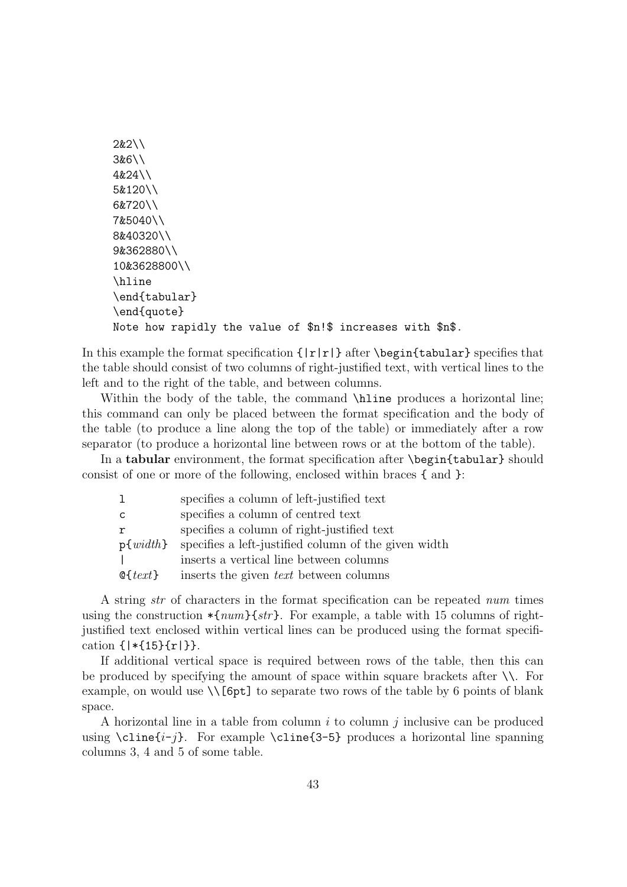```
2&2\\
3&6\\
4&24\\
5&120\\
6&720\\
7&5040\\
8&40320\\
9&362880\\
10&3628800\\
\hline
\end{tabular}
\end{quote}
Note how rapidly the value of $n!$ increases with $n$.
```

In this example the format specification `{|r|r|}` after `\begin{tabular}` specifies that the table should consist of two columns of right-justified text, with vertical lines to the left and to the right of the table, and between columns.

Within the body of the table, the command `\hline` produces a horizontal line; this command can only be placed between the format specification and the body of the table (to produce a line along the top of the table) or immediately after a row separator (to produce a horizontal line between rows or at the bottom of the table).

In a **tabular** environment, the format specification after `\begin{tabular}` should consist of one or more of the following, enclosed within braces `{` and `}`:

| | |
|---|---|
| `l` | specifies a column of left-justified text |
| `c` | specifies a column of centred text |
| `r` | specifies a column of right-justified text |
| `p{`*width*`}` | specifies a left-justified column of the given width |
| `\|` | inserts a vertical line between columns |
| `@{`*text*`}` | inserts the given *text* between columns |

A string *str* of characters in the format specification can be repeated *num* times using the construction `*{`*num*`}{`*str*`}`. For example, a table with 15 columns of right-justified text enclosed within vertical lines can be produced using the format specification `{|*{15}{r|}}`.

If additional vertical space is required between rows of the table, then this can be produced by specifying the amount of space within square brackets after `\\`. For example, on would use `\\[6pt]` to separate two rows of the table by 6 points of blank space.

A horizontal line in a table from column $i$ to column $j$ inclusive can be produced using `\cline{`*i*-*j*`}`. For example `\cline{3-5}` produces a horizontal line spanning columns 3, 4 and 5 of some table.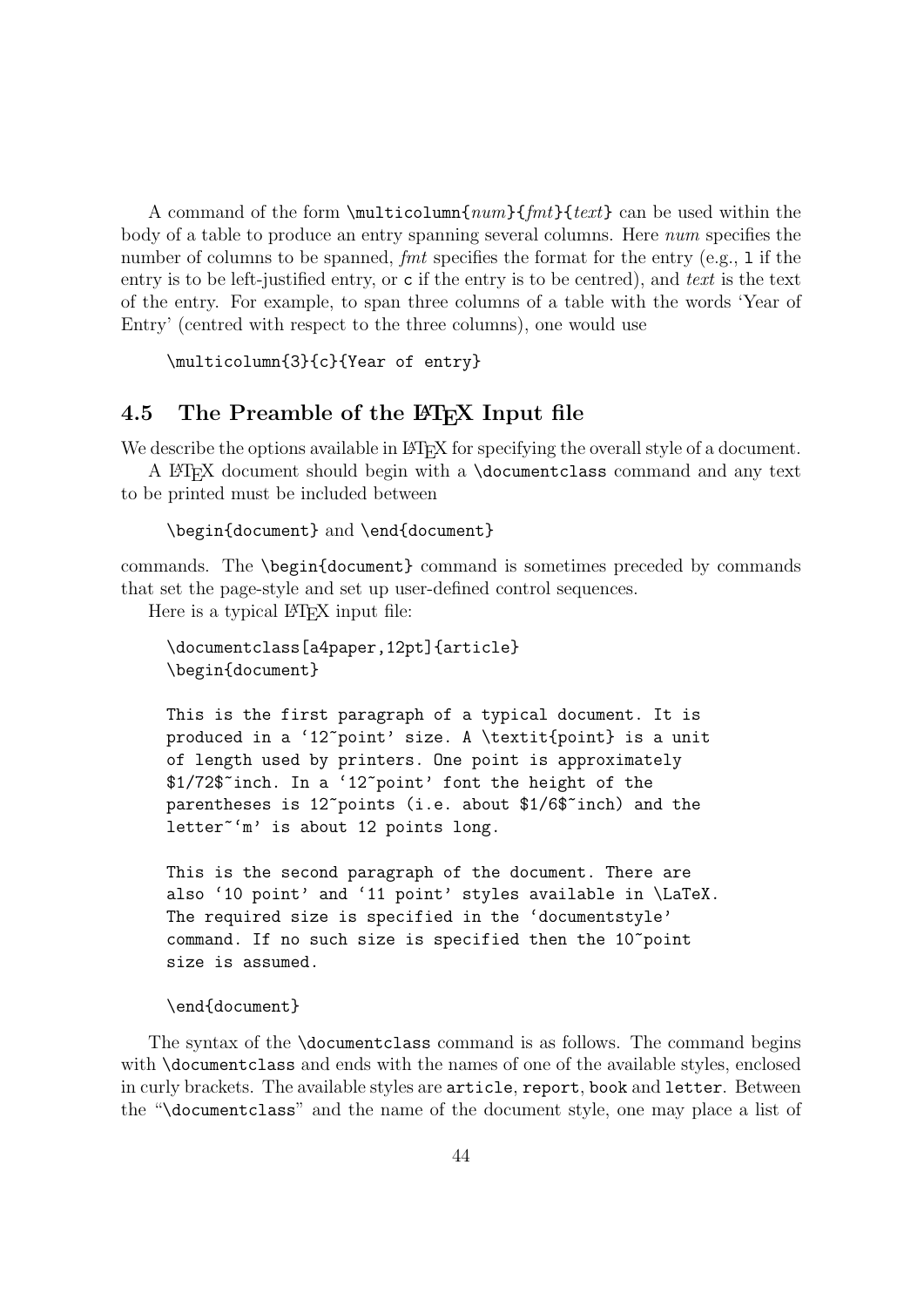A command of the form `\multicolumn{`*num*`}{`*fmt*`}{`*text*`}` can be used within the body of a table to produce an entry spanning several columns. Here *num* specifies the number of columns to be spanned, *fmt* specifies the format for the entry (e.g., `l` if the entry is to be left-justified entry, or `c` if the entry is to be centred), and *text* is the text of the entry. For example, to span three columns of a table with the words 'Year of Entry' (centred with respect to the three columns), one would use

```
\multicolumn{3}{c}{Year of entry}
```

## 4.5 The Preamble of the LaTeX Input file

We describe the options available in LaTeX for specifying the overall style of a document.

A LaTeX document should begin with a `\documentclass` command and any text to be printed must be included between

`\begin{document}` and `\end{document}`

commands. The `\begin{document}` command is sometimes preceded by commands that set the page-style and set up user-defined control sequences.

Here is a typical LaTeX input file:

```
\documentclass[a4paper,12pt]{article}
\begin{document}

This is the first paragraph of a typical document. It is
produced in a `12~point' size. A \textit{point} is a unit
of length used by printers. One point is approximately
$1/72$~inch. In a `12~point' font the height of the
parentheses is 12~points (i.e. about $1/6$~inch) and the
letter~`m' is about 12 points long.

This is the second paragraph of the document. There are
also `10 point' and `11 point' styles available in \LaTeX.
The required size is specified in the `documentstyle'
command. If no such size is specified then the 10~point
size is assumed.

\end{document}
```

The syntax of the `\documentclass` command is as follows. The command begins with `\documentclass` and ends with the names of one of the available styles, enclosed in curly brackets. The available styles are `article`, `report`, `book` and `letter`. Between the "`\documentclass`" and the name of the document style, one may place a list of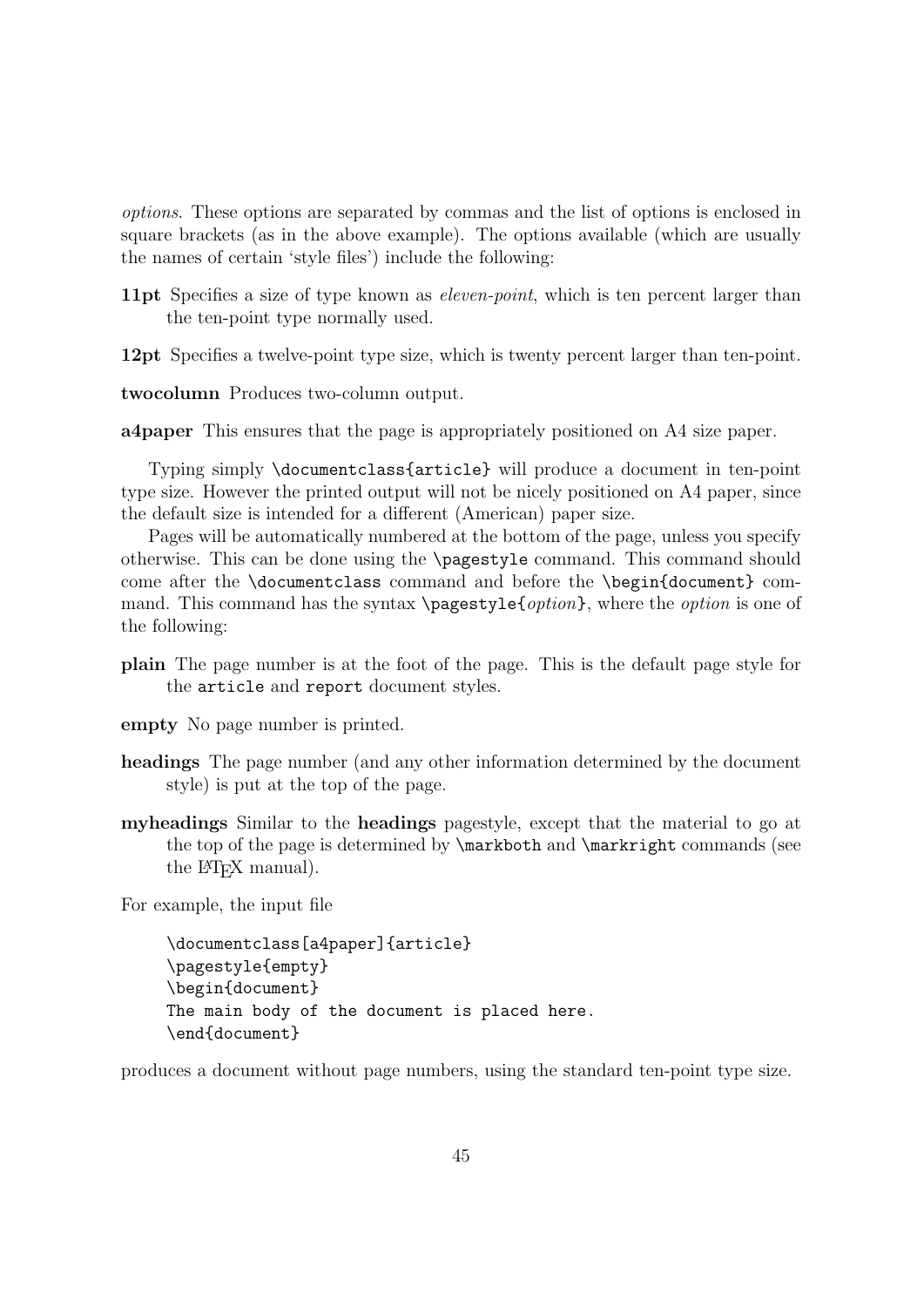*options*. These options are separated by commas and the list of options is enclosed in square brackets (as in the above example). The options available (which are usually the names of certain 'style files') include the following:

**11pt** Specifies a size of type known as *eleven-point*, which is ten percent larger than the ten-point type normally used.

**12pt** Specifies a twelve-point type size, which is twenty percent larger than ten-point.

**twocolumn** Produces two-column output.

**a4paper** This ensures that the page is appropriately positioned on A4 size paper.

Typing simply `\documentclass{article}` will produce a document in ten-point type size. However the printed output will not be nicely positioned on A4 paper, since the default size is intended for a different (American) paper size.

Pages will be automatically numbered at the bottom of the page, unless you specify otherwise. This can be done using the `\pagestyle` command. This command should come after the `\documentclass` command and before the `\begin{document}` command. This command has the syntax `\pagestyle{`*option*`}`, where the *option* is one of the following:

**plain** The page number is at the foot of the page. This is the default page style for the `article` and `report` document styles.

**empty** No page number is printed.

**headings** The page number (and any other information determined by the document style) is put at the top of the page.

**myheadings** Similar to the **headings** pagestyle, except that the material to go at the top of the page is determined by `\markboth` and `\markright` commands (see the LaTeX manual).

For example, the input file

```
\documentclass[a4paper]{article}
\pagestyle{empty}
\begin{document}
The main body of the document is placed here.
\end{document}
```

produces a document without page numbers, using the standard ten-point type size.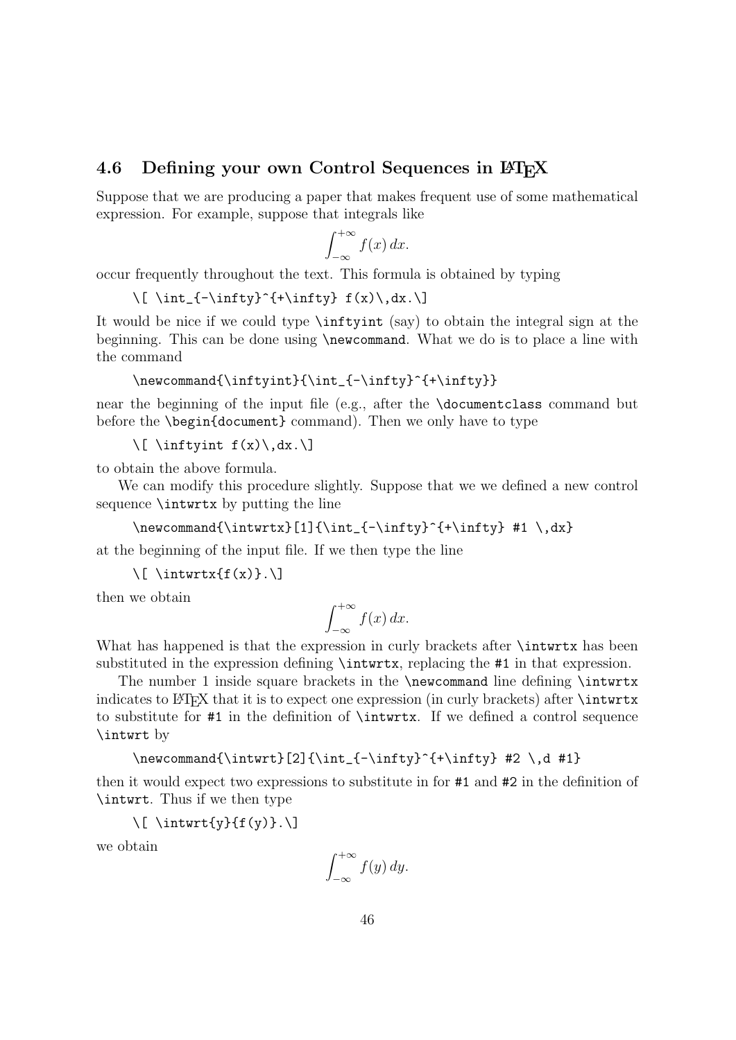## 4.6 Defining your own Control Sequences in LaTeX

Suppose that we are producing a paper that makes frequent use of some mathematical expression. For example, suppose that integrals like

$$\int_{-\infty}^{+\infty} f(x)\,dx.$$

occur frequently throughout the text. This formula is obtained by typing

```
\[ \int_{-\infty}^{+\infty} f(x)\,dx.\]
```

It would be nice if we could type `\inftyint` (say) to obtain the integral sign at the beginning. This can be done using `\newcommand`. What we do is to place a line with the command

```
\newcommand{\inftyint}{\int_{-\infty}^{+\infty}}
```

near the beginning of the input file (e.g., after the `\documentclass` command but before the `\begin{document}` command). Then we only have to type

```
\[ \inftyint f(x)\,dx.\]
```

to obtain the above formula.

We can modify this procedure slightly. Suppose that we we defined a new control sequence `\intwrtx` by putting the line

```
\newcommand{\intwrtx}[1]{\int_{-\infty}^{+\infty} #1 \,dx}
```

at the beginning of the input file. If we then type the line

```
\[ \intwrtx{f(x)}.\]
```

then we obtain

$$\int_{-\infty}^{+\infty} f(x)\,dx.$$

What has happened is that the expression in curly brackets after `\intwrtx` has been substituted in the expression defining `\intwrtx`, replacing the `#1` in that expression.

The number 1 inside square brackets in the `\newcommand` line defining `\intwrtx` indicates to LaTeX that it is to expect one expression (in curly brackets) after `\intwrtx` to substitute for `#1` in the definition of `\intwrtx`. If we defined a control sequence `\intwrt` by

```
\newcommand{\intwrt}[2]{\int_{-\infty}^{+\infty} #2 \,d #1}
```

then it would expect two expressions to substitute in for `#1` and `#2` in the definition of `\intwrt`. Thus if we then type

```
\[ \intwrt{y}{f(y)}.\]
```

we obtain

$$\int_{-\infty}^{+\infty} f(y)\,dy.$$